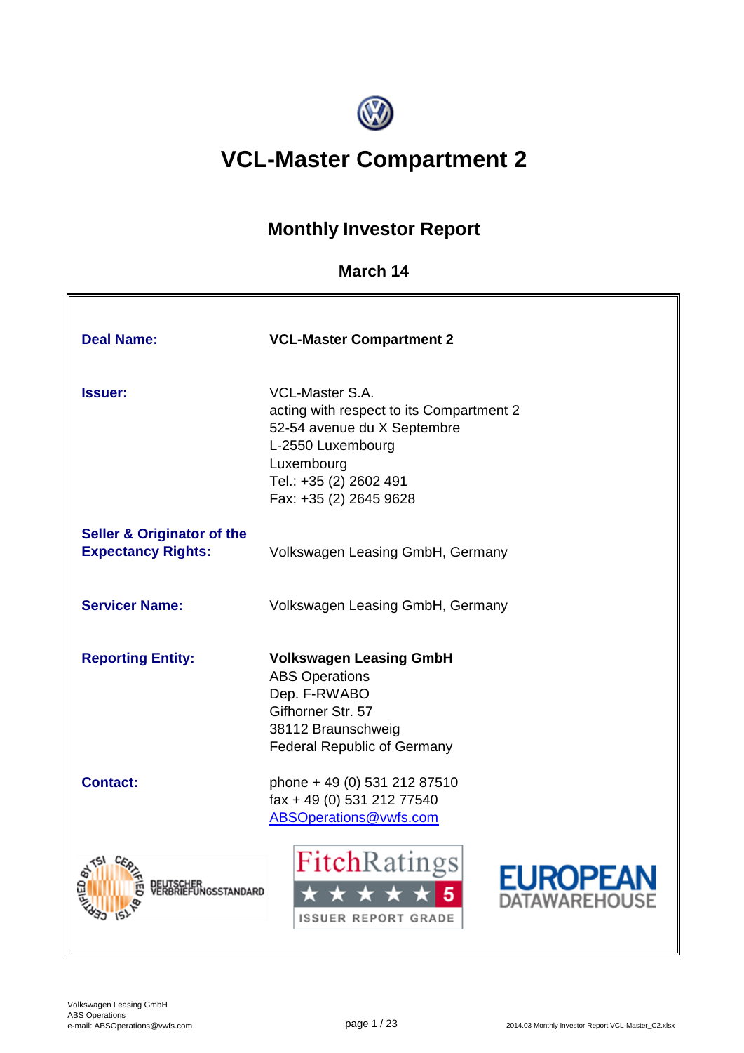# VCL-Master Compartment 2

## Monthly Investor Report

### March 14

| | |
|---|---|
| **Deal Name:** | **VCL-Master Compartment 2** |
| **Issuer:** | VCL-Master S.A.<br>acting with respect to its Compartment 2<br>52-54 avenue du X Septembre<br>L-2550 Luxembourg<br>Luxembourg<br>Tel.: +35 (2) 2602 491<br>Fax: +35 (2) 2645 9628 |
| **Seller & Originator of the Expectancy Rights:** | Volkswagen Leasing GmbH, Germany |
| **Servicer Name:** | Volkswagen Leasing GmbH, Germany |
| **Reporting Entity:** | **Volkswagen Leasing GmbH**<br>ABS Operations<br>Dep. F-RWABO<br>Gifhorner Str. 57<br>38112 Braunschweig<br>Federal Republic of Germany |
| **Contact:** | phone + 49 (0) 531 212 87510<br>fax + 49 (0) 531 212 77540<br>ABSOperations@vwfs.com |

CERTIFIED BY TSI — DEUTSCHER VERBRIEFUNGSSTANDARD

FitchRatings ★★★★★ 5 ISSUER REPORT GRADE

EUROPEAN DATAWAREHOUSE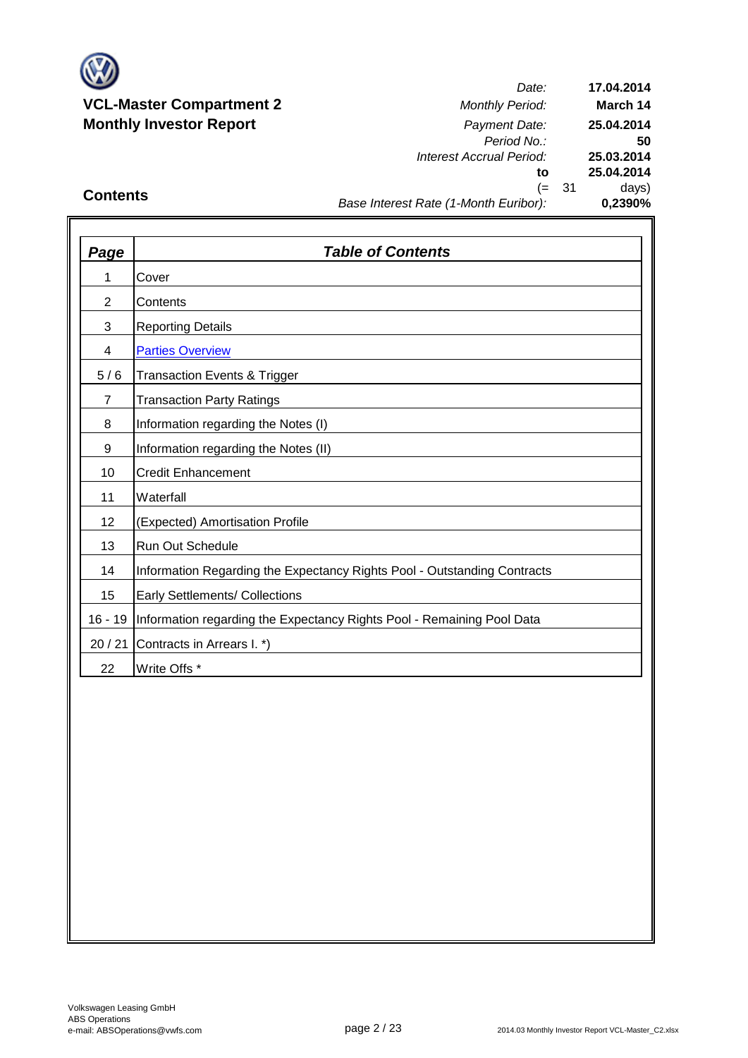**VCL-Master Compartment 2**
**Monthly Investor Report**

| | |
|---|---|
| *Date:* | **17.04.2014** |
| *Monthly Period:* | **March 14** |
| *Payment Date:* | **25.04.2014** |
| *Period No.:* | **50** |
| *Interest Accrual Period:* | **25.03.2014** |
| **to** | **25.04.2014** |
| (= 31 | days) |
| *Base Interest Rate (1-Month Euribor):* | **0,2390%** |

## Contents

| ***Page*** | ***Table of Contents*** |
|---|---|
| 1 | Cover |
| 2 | Contents |
| 3 | Reporting Details |
| 4 | Parties Overview |
| 5 / 6 | Transaction Events & Trigger |
| 7 | Transaction Party Ratings |
| 8 | Information regarding the Notes (I) |
| 9 | Information regarding the Notes (II) |
| 10 | Credit Enhancement |
| 11 | Waterfall |
| 12 | (Expected) Amortisation Profile |
| 13 | Run Out Schedule |
| 14 | Information Regarding the Expectancy Rights Pool - Outstanding Contracts |
| 15 | Early Settlements/ Collections |
| 16 - 19 | Information regarding the Expectancy Rights Pool - Remaining Pool Data |
| 20 / 21 | Contracts in Arrears I. *) |
| 22 | Write Offs * |

Volkswagen Leasing GmbH
ABS Operations
e-mail: ABSOperations@vwfs.com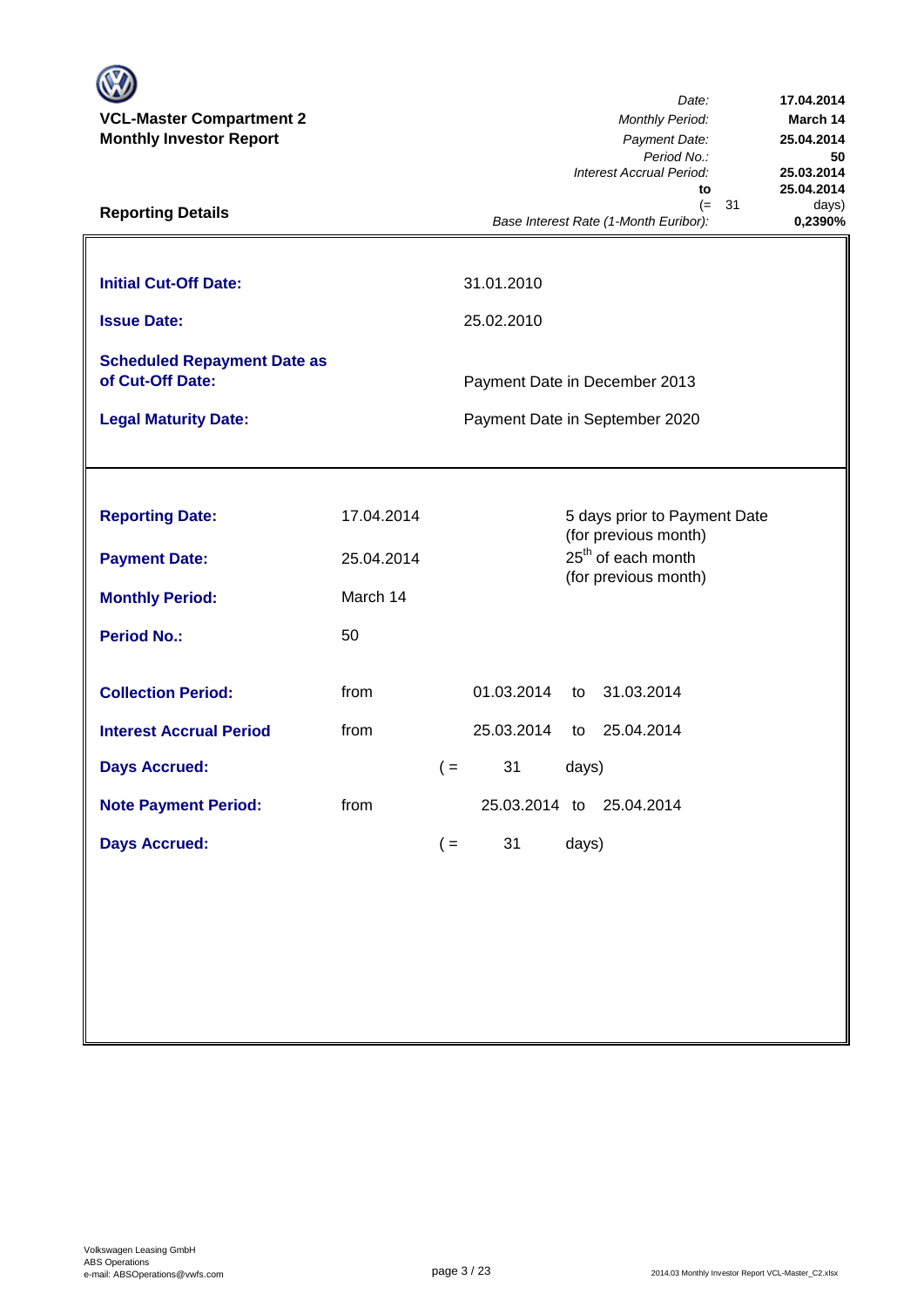**VCL-Master Compartment 2**
**Monthly Investor Report**

| | |
|---|---|
| *Date:* | **17.04.2014** |
| *Monthly Period:* | **March 14** |
| *Payment Date:* | **25.04.2014** |
| *Period No.:* | **50** |
| *Interest Accrual Period:* | **25.03.2014** |
| **to** | **25.04.2014** |
| (= 31 | days) |
| *Base Interest Rate (1-Month Euribor):* | **0,2390%** |

## Reporting Details

| | |
|---|---|
| **Initial Cut-Off Date:** | 31.01.2010 |
| **Issue Date:** | 25.02.2010 |
| **Scheduled Repayment Date as of Cut-Off Date:** | Payment Date in December 2013 |
| **Legal Maturity Date:** | Payment Date in September 2020 |

| | | | | | |
|---|---|---|---|---|---|
| **Reporting Date:** | 17.04.2014 | | 5 days prior to Payment Date (for previous month) | | |
| **Payment Date:** | 25.04.2014 | | 25th of each month (for previous month) | | |
| **Monthly Period:** | March 14 | | | | |
| **Period No.:** | 50 | | | | |
| **Collection Period:** | from | 01.03.2014 | to | 31.03.2014 | |
| **Interest Accrual Period** | from | 25.03.2014 | to | 25.04.2014 | |
| **Days Accrued:** | | ( = | 31 | days) | |
| **Note Payment Period:** | from | 25.03.2014 | to | 25.04.2014 | |
| **Days Accrued:** | | ( = | 31 | days) | |

Volkswagen Leasing GmbH
ABS Operations
e-mail: ABSOperations@vwfs.com

2014.03 Monthly Investor Report VCL-Master_C2.xlsx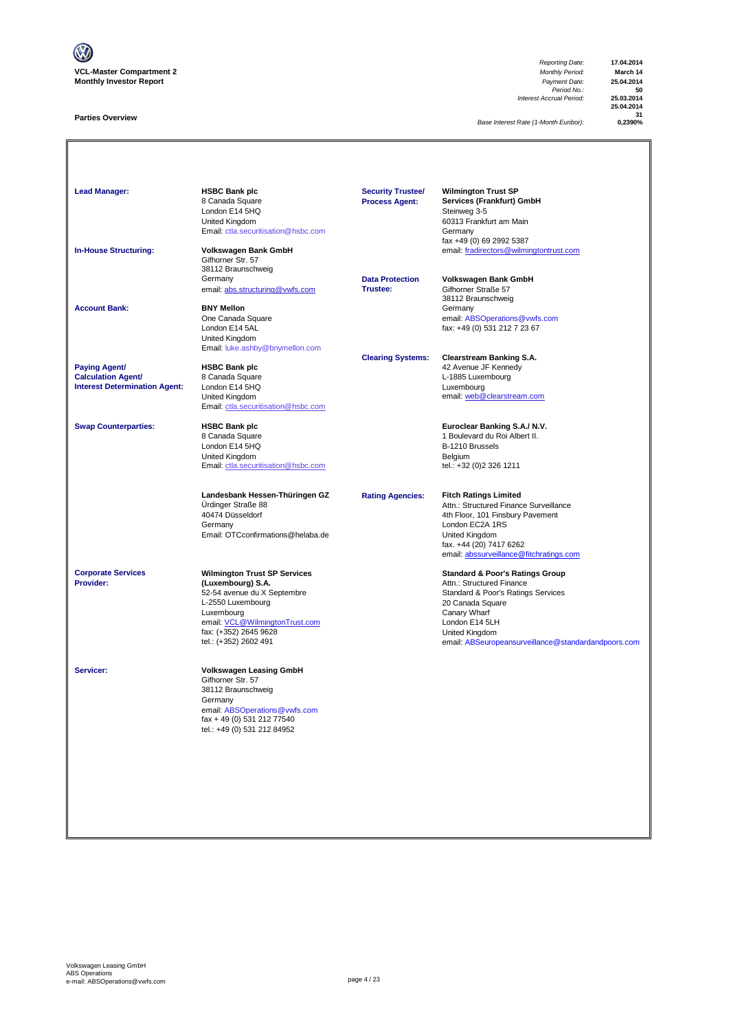**VCL-Master Compartment 2**
**Monthly Investor Report**

| | |
|---|---|
| *Reporting Date:* | **17.04.2014** |
| *Monthly Period:* | **March 14** |
| *Payment Date:* | **25.04.2014** |
| *Period No.:* | **50** |
| *Interest Accrual Period:* | **25.03.2014** |
| | **25.04.2014** |
| | **31** |
| *Base Interest Rate (1-Month Euribor):* | **0,2390%** |

**Parties Overview**

**Lead Manager:**
**HSBC Bank plc**
8 Canada Square
London E14 5HQ
United Kingdom
Email: ctla.securitisation@hsbc.com

**In-House Structuring:**
**Volkswagen Bank GmbH**
Gifhorner Str. 57
38112 Braunschweig
Germany
email: abs.structuring@vwfs.com

**Account Bank:**
**BNY Mellon**
One Canada Square
London E14 5AL
United Kingdom
Email: luke.ashby@bnymellon.com

**Paying Agent/ Calculation Agent/ Interest Determination Agent:**
**HSBC Bank plc**
8 Canada Square
London E14 5HQ
United Kingdom
Email: ctla.securitisation@hsbc.com

**Swap Counterparties:**
**HSBC Bank plc**
8 Canada Square
London E14 5HQ
United Kingdom
Email: ctla.securitisation@hsbc.com

**Landesbank Hessen-Thüringen GZ**
Ürdinger Straße 88
40474 Düsseldorf
Germany
Email: OTCconfirmations@helaba.de

**Corporate Services Provider:**
**Wilmington Trust SP Services (Luxembourg) S.A.**
52-54 avenue du X Septembre
L-2550 Luxembourg
Luxembourg
email: VCL@WilmingtonTrust.com
fax: (+352) 2645 9628
tel.: (+352) 2602 491

**Servicer:**
**Volkswagen Leasing GmbH**
Gifhorner Str. 57
38112 Braunschweig
Germany
email: ABSOperations@vwfs.com
fax + 49 (0) 531 212 77540
tel.: +49 (0) 531 212 84952

**Security Trustee/ Process Agent:**
**Wilmington Trust SP Services (Frankfurt) GmbH**
Steinweg 3-5
60313 Frankfurt am Main
Germany
fax +49 (0) 69 2992 5387
email: fradirectors@wilmingtontrust.com

**Data Protection Trustee:**
**Volkswagen Bank GmbH**
Gifhorner Straße 57
38112 Braunschweig
Germany
email: ABSOperations@vwfs.com
fax: +49 (0) 531 212 7 23 67

**Clearing Systems:**
**Clearstream Banking S.A.**
42 Avenue JF Kennedy
L-1885 Luxembourg
Luxembourg
email: web@clearstream.com

**Euroclear Banking S.A./ N.V.**
1 Boulevard du Roi Albert II.
B-1210 Brussels
Belgium
tel.: +32 (0)2 326 1211

**Rating Agencies:**
**Fitch Ratings Limited**
Attn.: Structured Finance Surveillance
4th Floor, 101 Finsbury Pavement
London EC2A 1RS
United Kingdom
fax. +44 (20) 7417 6262
email: abssurveillance@fitchratings.com

**Standard & Poor's Ratings Group**
Attn.: Structured Finance
Standard & Poor's Ratings Services
20 Canada Square
Canary Wharf
London E14 5LH
United Kingdom
email: ABSeuropeansurveillance@standardandpoors.com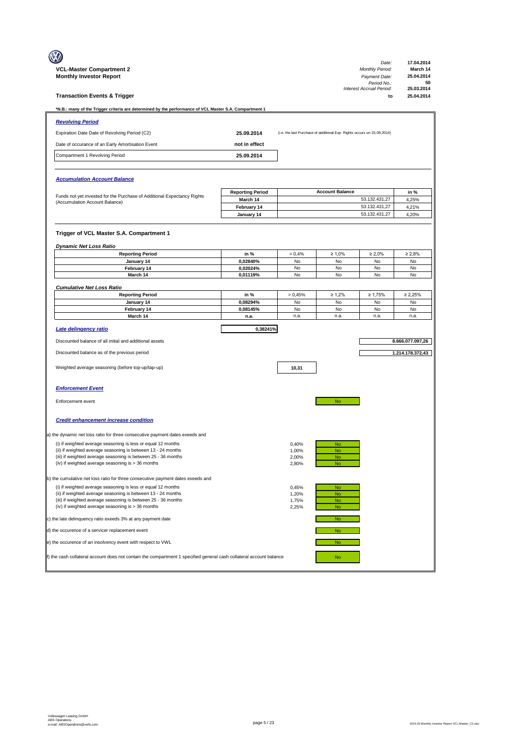**VCL-Master Compartment 2**
**Monthly Investor Report**

| | |
|---|---|
| *Date:* | **17.04.2014** |
| *Monthly Period:* | **March 14** |
| *Payment Date:* | **25.04.2014** |
| *Period No.:* | **50** |
| *Interest Accrual Period:* | **25.03.2014** |
| **to** | **25.04.2014** |

## Transaction Events & Trigger

***N.B.: many of the Trigger criteria are determined by the performance of VCL Master S.A. Compartment 1**

### *Revolving Period*

| | | |
|---|---|---|
| Expiration Date Date of Revolving Period (C2) | **25.09.2014** | (i.e. the last Purchase of additional Exp. Rights occurs on 25.09.2014) |
| Date of occurance of an Early Amortisation Event | **not in effect** | |
| Compartment 1 Revolving Period | **25.09.2014** | |

### *Accumulation Account Balance*

Funds not yet invested for the Purchase of Additional Expectancy Rights (Accumulation Account Balance)

| Reporting Period | Account Balance | in % |
|---|---|---|
| March 14 | 53.132.431,27 | 4,25% |
| February 14 | 53.132.431,27 | 4,21% |
| January 14 | 53.132.431,27 | 4,20% |

### Trigger of VCL Master S.A. Compartment 1

*Dynamic Net Loss Ratio*

| Reporting Period | in % | > 0,4% | ≥ 1,0% | ≥ 2,0% | ≥ 2,8% |
|---|---|---|---|---|---|
| January 14 | 0,02840% | No | No | No | No |
| February 14 | 0,02024% | No | No | No | No |
| March 14 | 0,01119% | No | No | No | No |

*Cumulative Net Loss Ratio*

| Reporting Period | in % | > 0,45% | ≥ 1,2% | ≥ 1,75% | ≥ 2,25% |
|---|---|---|---|---|---|
| January 14 | 0,08294% | No | No | No | No |
| February 14 | 0,08145% | No | No | No | No |
| March 14 | n.a. | n.a. | n.a. | n.a. | n.a. |

***Late delingency ratio*** **0,38241%**

| | |
|---|---|
| Discounted balance of all initial and additional assets | 8.666.077.097,26 |
| Discounted balance as of the previous period | 1.214.178.372,43 |
| Weighted average seasoning (before top-up/tap-up) | 10,31 |

### *Enforcement Event*

Enforcement event: No

### *Credit enhancement increase condition*

a) the dynamic net loss ratio for three consecutive payment dates exeeds and

| | | |
|---|---|---|
| (i) if weighted average seasoning is less or equal 12 months | 0,40% | No |
| (ii) if weighted average seasoning is between 13 - 24 months | 1,00% | No |
| (iii) if weighted average seasoning is between 25 - 36 months | 2,00% | No |
| (iv) if weighted average seasoning is > 36 months | 2,80% | No |

b) the cumulative net loss ratio for three consecutive payment dates exeeds and

| | | |
|---|---|---|
| (i) if weighted average seasoning is less or equal 12 months | 0,45% | No |
| (ii) if weighted average seasoning is between 13 - 24 months | 1,20% | No |
| (iii) if weighted average seasoning is between 25 - 36 months | 1,75% | No |
| (iv) if weighted average seasoning is > 36 months | 2,25% | No |

c) the late delinquency ratio exeeds 3% at any payment date: No

d) the occurence of a servicer replacement event: No

e) the occurence of an insolvency event with respect to VWL: No

f) the cash collateral account does not contain the compartment 1 specified general cash collateral account balance: No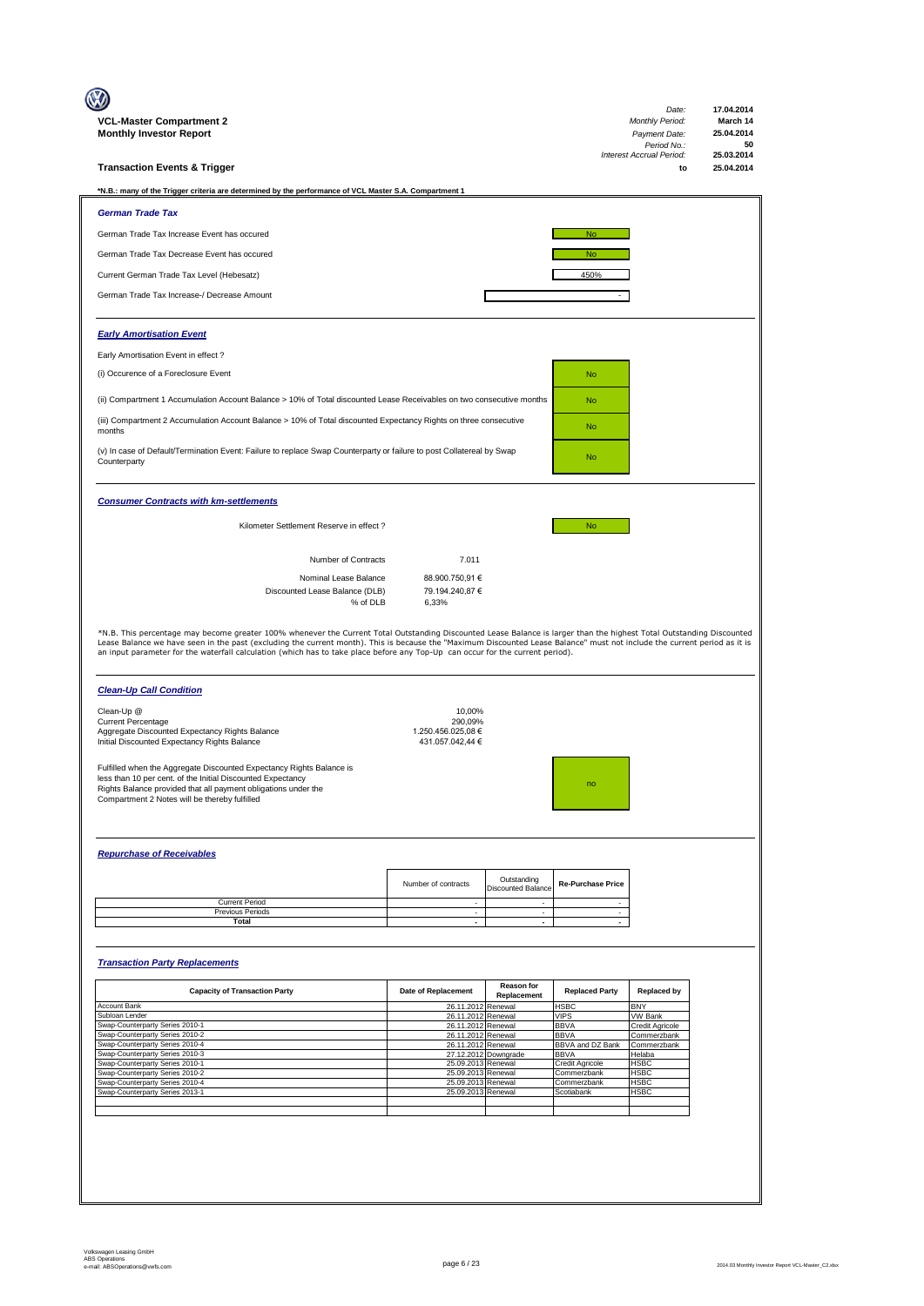**VCL-Master Compartment 2**
**Monthly Investor Report**

| | |
|---|---|
| *Date:* | **17.04.2014** |
| *Monthly Period:* | **March 14** |
| *Payment Date:* | **25.04.2014** |
| *Period No.:* | **50** |
| *Interest Accrual Period:* | **25.03.2014** |
| **to** | **25.04.2014** |

## Transaction Events & Trigger

***N.B.: many of the Trigger criteria are determined by the performance of VCL Master S.A. Compartment 1**

### *German Trade Tax*

| | |
|---|---|
| German Trade Tax Increase Event has occured | No |
| German Trade Tax Decrease Event has occured | No |
| Current German Trade Tax Level (Hebesatz) | 450% |
| German Trade Tax Increase-/ Decrease Amount | - |

### *Early Amortisation Event*

Early Amortisation Event in effect ?

| | |
|---|---|
| (i) Occurence of a Foreclosure Event | No |
| (ii) Compartment 1 Accumulation Account Balance > 10% of Total discounted Lease Receivables on two consecutive months | No |
| (iii) Compartment 2 Accumulation Account Balance > 10% of Total discounted Expectancy Rights on three consecutive months | No |
| (v) In case of Default/Termination Event: Failure to replace Swap Counterparty or failure to post Collateral by Swap Counterparty | No |

### *Consumer Contracts with km-settlements*

| | | |
|---|---|---|
| Kilometer Settlement Reserve in effect ? | | No |
| Number of Contracts | 7.011 | |
| Nominal Lease Balance | 88.900.750,91 € | |
| Discounted Lease Balance (DLB) | 79.194.240,87 € | |
| % of DLB | 6,33% | |

*N.B. This percentage may become greater 100% whenever the Current Total Outstanding Discounted Lease Balance is larger than the highest Total Outstanding Discounted Lease Balance we have seen in the past (excluding the current month). This is because the "Maximum Discounted Lease Balance" must not include the current period as it is an input parameter for the waterfall calculation (which has to take place before any Top-Up can occur for the current period).

### *Clean-Up Call Condition*

| | |
|---|---|
| Clean-Up @ | 10,00% |
| Current Percentage | 290,09% |
| Aggregate Discounted Expectancy Rights Balance | 1.250.456.025,08 € |
| Initial Discounted Expectancy Rights Balance | 431.057.042,44 € |

Fulfilled when the Aggregate Discounted Expectancy Rights Balance is less than 10 per cent. of the Initial Discounted Expectancy Rights Balance provided that all payment obligations under the Compartment 2 Notes will be thereby fulfilled: **no**

### *Repurchase of Receivables*

| | Number of contracts | Outstanding Discounted Balance | Re-Purchase Price |
|---|---|---|---|
| Current Period | - | - | - |
| Previous Periods | - | - | - |
| **Total** | **-** | **-** | **-** |

### *Transaction Party Replacements*

| Capacity of Transaction Party | Date of Replacement | Reason for Replacement | Replaced Party | Replaced by |
|---|---|---|---|---|
| Account Bank | 26.11.2012 | Renewal | HSBC | BNY |
| Subloan Lender | 26.11.2012 | Renewal | VIPS | VW Bank |
| Swap-Counterparty Series 2010-1 | 26.11.2012 | Renewal | BBVA | Credit Agricole |
| Swap-Counterparty Series 2010-2 | 26.11.2012 | Renewal | BBVA | Commerzbank |
| Swap-Counterparty Series 2010-4 | 26.11.2012 | Renewal | BBVA and DZ Bank | Commerzbank |
| Swap-Counterparty Series 2010-3 | 27.12.2012 | Downgrade | BBVA | Helaba |
| Swap-Counterparty Series 2010-1 | 25.09.2013 | Renewal | Credit Agricole | HSBC |
| Swap-Counterparty Series 2010-2 | 25.09.2013 | Renewal | Commerzbank | HSBC |
| Swap-Counterparty Series 2010-4 | 25.09.2013 | Renewal | Commerzbank | HSBC |
| Swap-Counterparty Series 2013-1 | 25.09.2013 | Renewal | Scotiabank | HSBC |

Volkswagen Leasing GmbH
ABS Operations
e-mail: ABSOperations@vwfs.com

2014.03 Monthly Investor Report VCL-Master_C2.xlsx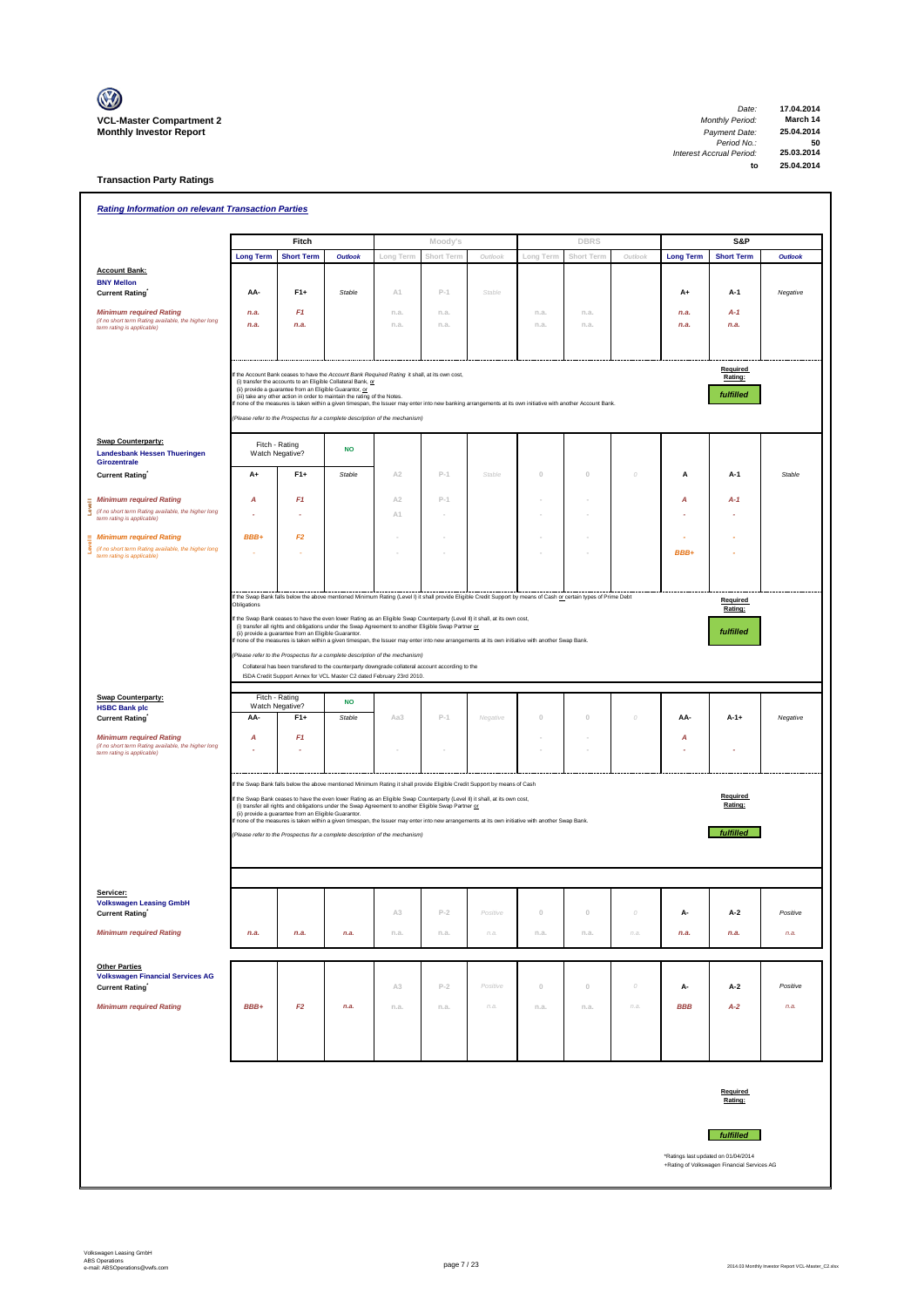**VCL-Master Compartment 2**
**Monthly Investor Report**

| | |
|---|---|
| Date: | 17.04.2014 |
| Monthly Period: | March 14 |
| Payment Date: | 25.04.2014 |
| Period No.: | 50 |
| Interest Accrual Period: | 25.03.2014 |
| to | 25.04.2014 |

## Transaction Party Ratings

### Rating Information on relevant Transaction Parties

| | Fitch | | | Moody's | | | DBRS | | | S&P | | |
|---|---|---|---|---|---|---|---|---|---|---|---|---|
| | Long Term | Short Term | Outlook | Long Term | Short Term | Outlook | Long Term | Short Term | Outlook | Long Term | Short Term | Outlook |
| **Account Bank:** BNY Mellon | | | | | | | | | | | | |
| Current Rating* | AA- | F1+ | Stable | A1 | P-1 | Stable | | | | A+ | A-1 | Negative |
| Minimum required Rating (if no short term Rating available, the higher long term rating is applicable) | n.a. | F1 | | n.a. | n.a. | | n.a. | n.a. | | n.a. | A-1 | |
| | n.a. | n.a. | | n.a. | n.a. | | n.a. | n.a. | | n.a. | n.a. | |

If the Account Bank ceases to have the *Account Bank Required Rating* it shall, at its own cost,
(i) transfer the accounts to an Eligible Collateral Bank, or
(ii) provide a guarantee from an Eligible Guarantor, or
(iii) take any other action in order to maintain the rating of the Notes.
If none of the measures is taken within a given timespan, the Issuer may enter into new banking arrangements at its own initiative with another Account Bank.

*(Please refer to the Prospectus for a complete description of the mechanism)*

Required Rating: **fulfilled**

| | Fitch | | | Moody's | | | DBRS | | | S&P | | |
|---|---|---|---|---|---|---|---|---|---|---|---|---|
| | Long Term | Short Term | Outlook | Long Term | Short Term | Outlook | Long Term | Short Term | Outlook | Long Term | Short Term | Outlook |
| **Swap Counterparty:** Landesbank Hessen Thueringen Girozentrale | Fitch - Rating Watch Negative? | | NO | | | | | | | | | |
| Current Rating* | A+ | F1+ | Stable | A2 | P-1 | Stable | 0 | 0 | 0 | A | A-1 | Stable |
| Level I: Minimum required Rating (if no short term Rating available, the higher long term rating is applicable) | A | F1 | | A2 | P-1 | | - | - | | A | A-1 | |
| | - | - | | A1 | - | | - | - | | - | - | |
| Level II: Minimum required Rating (if no short term Rating available, the higher long term rating is applicable) | BBB+ | F2 | | - | - | | - | - | | - | - | |
| | - | - | | - | - | | - | - | | BBB+ | - | |

If the Swap Bank falls below the above mentioned Minimum Rating (Level I) it shall provide Eligible Credit Support by means of Cash or certain types of Prime Debt Obligations

If the Swap Bank ceases to have the even lower Rating as an Eligible Swap Counterparty (Level II) it shall, at its own cost,
(i) transfer all rights and obligations under the Swap Agreement to another Eligible Swap Partner or
(ii) provide a guarantee from an Eligible Guarantor.
If none of the measures is taken within a given timespan, the Issuer may enter into new arrangements at its own initiative with another Swap Bank.

*(Please refer to the Prospectus for a complete description of the mechanism)*

Collateral has been transfered to the counterparty downgrade collateral account according to the ISDA Credit Support Annex for VCL Master C2 dated February 23rd 2010.

Required Rating: **fulfilled**

| | Fitch | | | Moody's | | | DBRS | | | S&P | | |
|---|---|---|---|---|---|---|---|---|---|---|---|---|
| | Long Term | Short Term | Outlook | Long Term | Short Term | Outlook | Long Term | Short Term | Outlook | Long Term | Short Term | Outlook |
| **Swap Counterparty:** HSBC Bank plc | Fitch - Rating Watch Negative? | | NO | | | | | | | | | |
| Current Rating* | AA- | F1+ | Stable | Aa3 | P-1 | Negative | 0 | 0 | 0 | AA- | A-1+ | Negative |
| Minimum required Rating (if no short term Rating available, the higher long term rating is applicable) | A | F1 | | | | | - | - | | A | | |
| | - | - | | - | - | | - | - | | - | - | |

If the Swap Bank falls below the above mentioned Minimum Rating it shall provide Eligible Credit Support by means of Cash

If the Swap Bank ceases to have the even lower Rating as an Eligible Swap Counterparty (Level II) it shall, at its own cost,
(i) transfer all rights and obligations under the Swap Agreement to another Eligible Swap Partner or
(ii) provide a guarantee from an Eligible Guarantor.
If none of the measures is taken within a given timespan, the Issuer may enter into new arrangements at its own initiative with another Swap Bank.

*(Please refer to the Prospectus for a complete description of the mechanism)*

Required Rating: **fulfilled**

| | Fitch | | | Moody's | | | DBRS | | | S&P | | |
|---|---|---|---|---|---|---|---|---|---|---|---|---|
| | Long Term | Short Term | Outlook | Long Term | Short Term | Outlook | Long Term | Short Term | Outlook | Long Term | Short Term | Outlook |
| **Servicer:** Volkswagen Leasing GmbH | | | | | | | | | | | | |
| Current Rating* | | | | A3 | P-2 | Positive | 0 | 0 | 0 | A- | A-2 | Positive |
| Minimum required Rating | n.a. | n.a. | n.a. | n.a. | n.a. | n.a. | n.a. | n.a. | n.a. | n.a. | n.a. | n.a. |
| **Other Parties:** Volkswagen Financial Services AG | | | | | | | | | | | | |
| Current Rating* | | | | A3 | P-2 | Positive | 0 | 0 | 0 | A- | A-2 | Positive |
| Minimum required Rating | BBB+ | F2 | n.a. | n.a. | n.a. | n.a. | n.a. | n.a. | n.a. | BBB | A-2 | n.a. |

Required Rating: **fulfilled**

*Ratings last updated on 01/04/2014
+Rating of Volkswagen Financial Services AG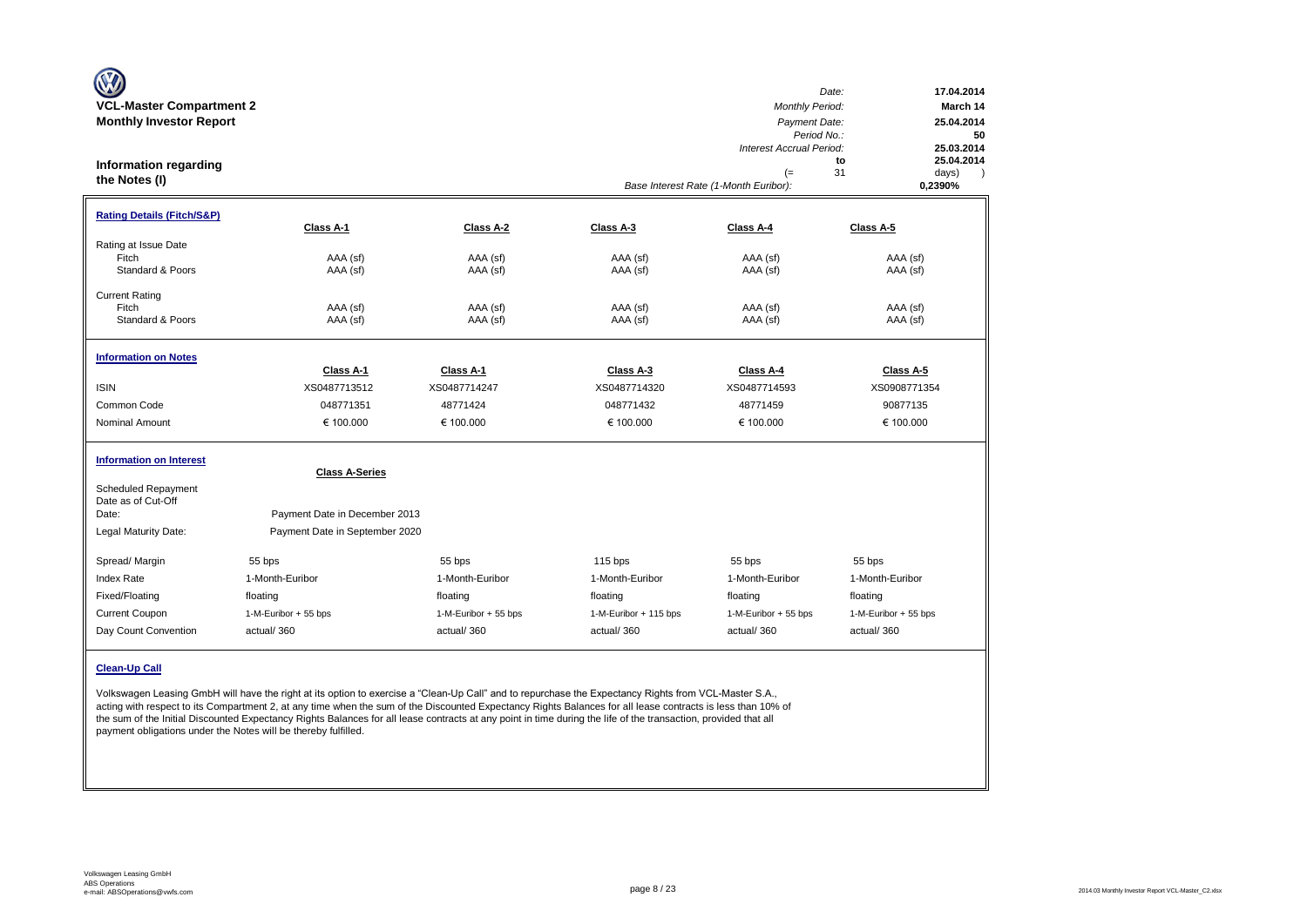**VCL-Master Compartment 2**
**Monthly Investor Report**

| | |
|---|---|
| *Date:* | **17.04.2014** |
| *Monthly Period:* | **March 14** |
| *Payment Date:* | **25.04.2014** |
| *Period No.:* | **50** |
| *Interest Accrual Period:* | **25.03.2014** |
| **to** | **25.04.2014** |
| (= 31 | days) ) |
| *Base Interest Rate (1-Month Euribor):* | **0,2390%** |

## Information regarding the Notes (I)

**Rating Details (Fitch/S&P)**

| | Class A-1 | Class A-2 | Class A-3 | Class A-4 | Class A-5 |
|---|---|---|---|---|---|
| Rating at Issue Date | | | | | |
| Fitch | AAA (sf) | AAA (sf) | AAA (sf) | AAA (sf) | AAA (sf) |
| Standard & Poors | AAA (sf) | AAA (sf) | AAA (sf) | AAA (sf) | AAA (sf) |
| Current Rating | | | | | |
| Fitch | AAA (sf) | AAA (sf) | AAA (sf) | AAA (sf) | AAA (sf) |
| Standard & Poors | AAA (sf) | AAA (sf) | AAA (sf) | AAA (sf) | AAA (sf) |

**Information on Notes**

| | Class A-1 | Class A-1 | Class A-3 | Class A-4 | Class A-5 |
|---|---|---|---|---|---|
| ISIN | XS0487713512 | XS0487714247 | XS0487714320 | XS0487714593 | XS0908771354 |
| Common Code | 048771351 | 48771424 | 048771432 | 48771459 | 90877135 |
| Nominal Amount | € 100.000 | € 100.000 | € 100.000 | € 100.000 | € 100.000 |

**Information on Interest**

| | Class A-Series | | | | |
|---|---|---|---|---|---|
| Scheduled Repayment Date as of Cut-Off Date: | Payment Date in December 2013 | | | | |
| Legal Maturity Date: | Payment Date in September 2020 | | | | |
| Spread/ Margin | 55 bps | 55 bps | 115 bps | 55 bps | 55 bps |
| Index Rate | 1-Month-Euribor | 1-Month-Euribor | 1-Month-Euribor | 1-Month-Euribor | 1-Month-Euribor |
| Fixed/Floating | floating | floating | floating | floating | floating |
| Current Coupon | 1-M-Euribor + 55 bps | 1-M-Euribor + 55 bps | 1-M-Euribor + 115 bps | 1-M-Euribor + 55 bps | 1-M-Euribor + 55 bps |
| Day Count Convention | actual/ 360 | actual/ 360 | actual/ 360 | actual/ 360 | actual/ 360 |

**Clean-Up Call**

Volkswagen Leasing GmbH will have the right at its option to exercise a "Clean-Up Call" and to repurchase the Expectancy Rights from VCL-Master S.A., acting with respect to its Compartment 2, at any time when the sum of the Discounted Expectancy Rights Balances for all lease contracts is less than 10% of the sum of the Initial Discounted Expectancy Rights Balances for all lease contracts at any point in time during the life of the transaction, provided that all payment obligations under the Notes will be thereby fulfilled.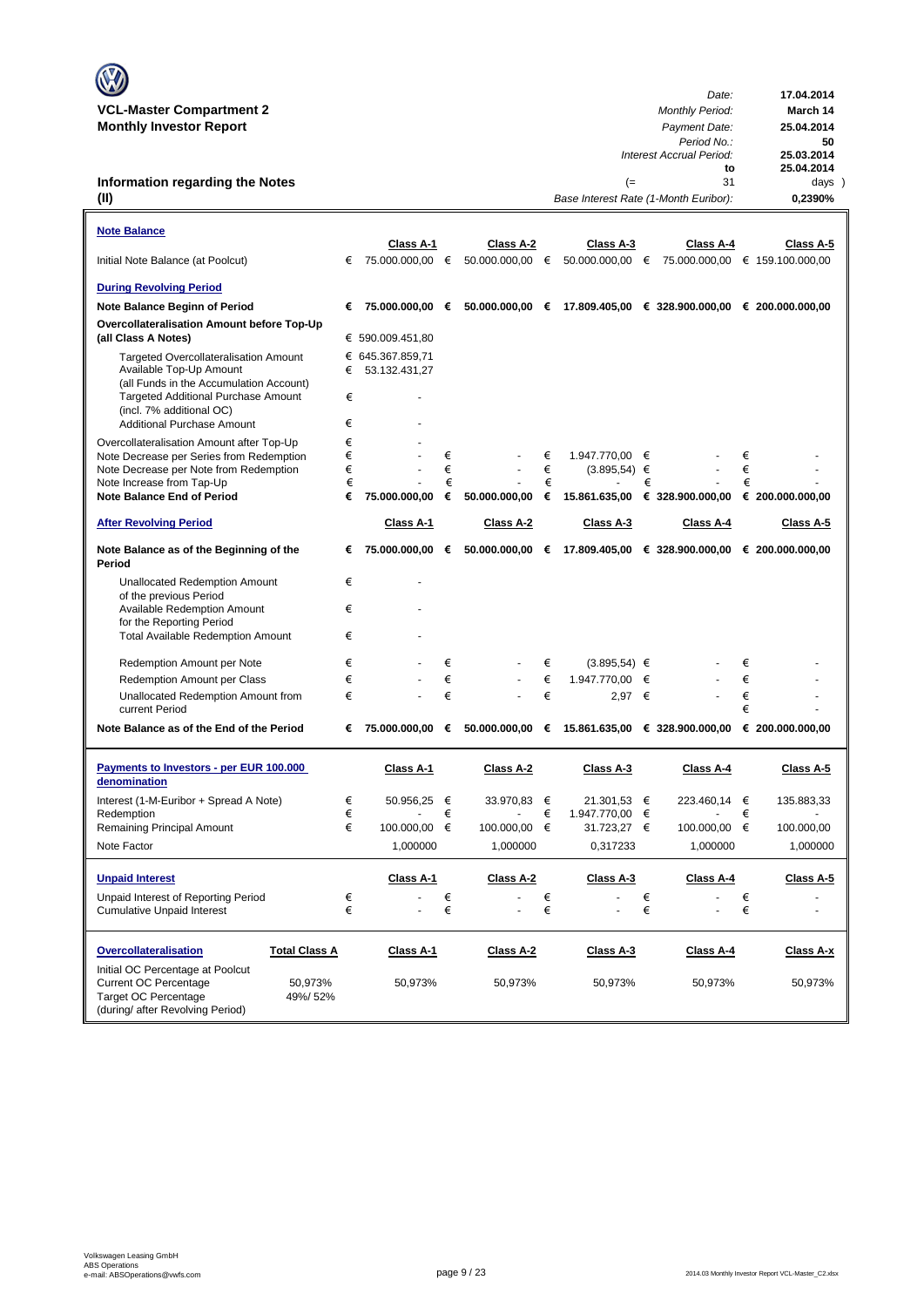**VCL-Master Compartment 2**
**Monthly Investor Report**

| | |
|---|---|
| *Date:* | **17.04.2014** |
| *Monthly Period:* | **March 14** |
| *Payment Date:* | **25.04.2014** |
| *Period No.:* | **50** |
| *Interest Accrual Period:* | **25.03.2014** |
| **to** | **25.04.2014** |
| (= 31 | days ) |
| *Base Interest Rate (1-Month Euribor):* | **0,2390%** |

## Information regarding the Notes (II)

### Note Balance

| | Class A-1 | Class A-2 | Class A-3 | Class A-4 | Class A-5 |
|---|---|---|---|---|---|
| Initial Note Balance (at Poolcut) | € 75.000.000,00 | € 50.000.000,00 | € 50.000.000,00 | € 75.000.000,00 | € 159.100.000,00 |
| **During Revolving Period** | | | | | |
| **Note Balance Beginn of Period** | **€ 75.000.000,00** | **€ 50.000.000,00** | **€ 17.809.405,00** | **€ 328.900.000,00** | **€ 200.000.000,00** |
| **Overcollateralisation Amount before Top-Up (all Class A Notes)** | € 590.009.451,80 | | | | |
| Targeted Overcollateralisation Amount | € 645.367.859,71 | | | | |
| Available Top-Up Amount (all Funds in the Accumulation Account) | € 53.132.431,27 | | | | |
| Targeted Additional Purchase Amount (incl. 7% additional OC) | € - | | | | |
| Additional Purchase Amount | € - | | | | |
| Overcollateralisation Amount after Top-Up | € - | | | | |
| Note Decrease per Series from Redemption | € - | € - | € 1.947.770,00 | € - | € - |
| Note Decrease per Note from Redemption | € - | € - | € (3.895,54) | € - | € - |
| Note Increase from Tap-Up | € - | € - | € - | € - | € - |
| **Note Balance End of Period** | **€ 75.000.000,00** | **€ 50.000.000,00** | **€ 15.861.635,00** | **€ 328.900.000,00** | **€ 200.000.000,00** |

| **After Revolving Period** | Class A-1 | Class A-2 | Class A-3 | Class A-4 | Class A-5 |
|---|---|---|---|---|---|
| **Note Balance as of the Beginning of the Period** | **€ 75.000.000,00** | **€ 50.000.000,00** | **€ 17.809.405,00** | **€ 328.900.000,00** | **€ 200.000.000,00** |
| Unallocated Redemption Amount of the previous Period | € - | | | | |
| Available Redemption Amount for the Reporting Period | € - | | | | |
| Total Available Redemption Amount | € - | | | | |
| Redemption Amount per Note | € - | € - | € (3.895,54) | € - | € - |
| Redemption Amount per Class | € - | € - | € 1.947.770,00 | € - | € - |
| Unallocated Redemption Amount from current Period | € - | € - | € 2,97 | € - | € - |
| **Note Balance as of the End of the Period** | **€ 75.000.000,00** | **€ 50.000.000,00** | **€ 15.861.635,00** | **€ 328.900.000,00** | **€ 200.000.000,00** |

### Payments to Investors - per EUR 100.000 denomination

| | Class A-1 | Class A-2 | Class A-3 | Class A-4 | Class A-5 |
|---|---|---|---|---|---|
| Interest (1-M-Euribor + Spread A Note) | € 50.956,25 | € 33.970,83 | € 21.301,53 | € 223.460,14 | € 135.883,33 |
| Redemption | € - | € - | € 1.947.770,00 | € - | € - |
| Remaining Principal Amount | € 100.000,00 | € 100.000,00 | € 31.723,27 | € 100.000,00 | € 100.000,00 |
| Note Factor | 1,000000 | 1,000000 | 0,317233 | 1,000000 | 1,000000 |

### Unpaid Interest

| | Class A-1 | Class A-2 | Class A-3 | Class A-4 | Class A-5 |
|---|---|---|---|---|---|
| Unpaid Interest of Reporting Period | € - | € - | € - | € - | € - |
| Cumulative Unpaid Interest | € - | € - | € - | € - | € - |

### Overcollateralisation

| | Total Class A | Class A-1 | Class A-2 | Class A-3 | Class A-4 | Class A-x |
|---|---|---|---|---|---|---|
| Initial OC Percentage at Poolcut | | | | | | |
| Current OC Percentage | 50,973% | 50,973% | 50,973% | 50,973% | 50,973% | 50,973% |
| Target OC Percentage (during/ after Revolving Period) | 49%/ 52% | | | | | |

Volkswagen Leasing GmbH
ABS Operations
e-mail: ABSOperations@vwfs.com

2014.03 Monthly Investor Report VCL-Master_C2.xlsx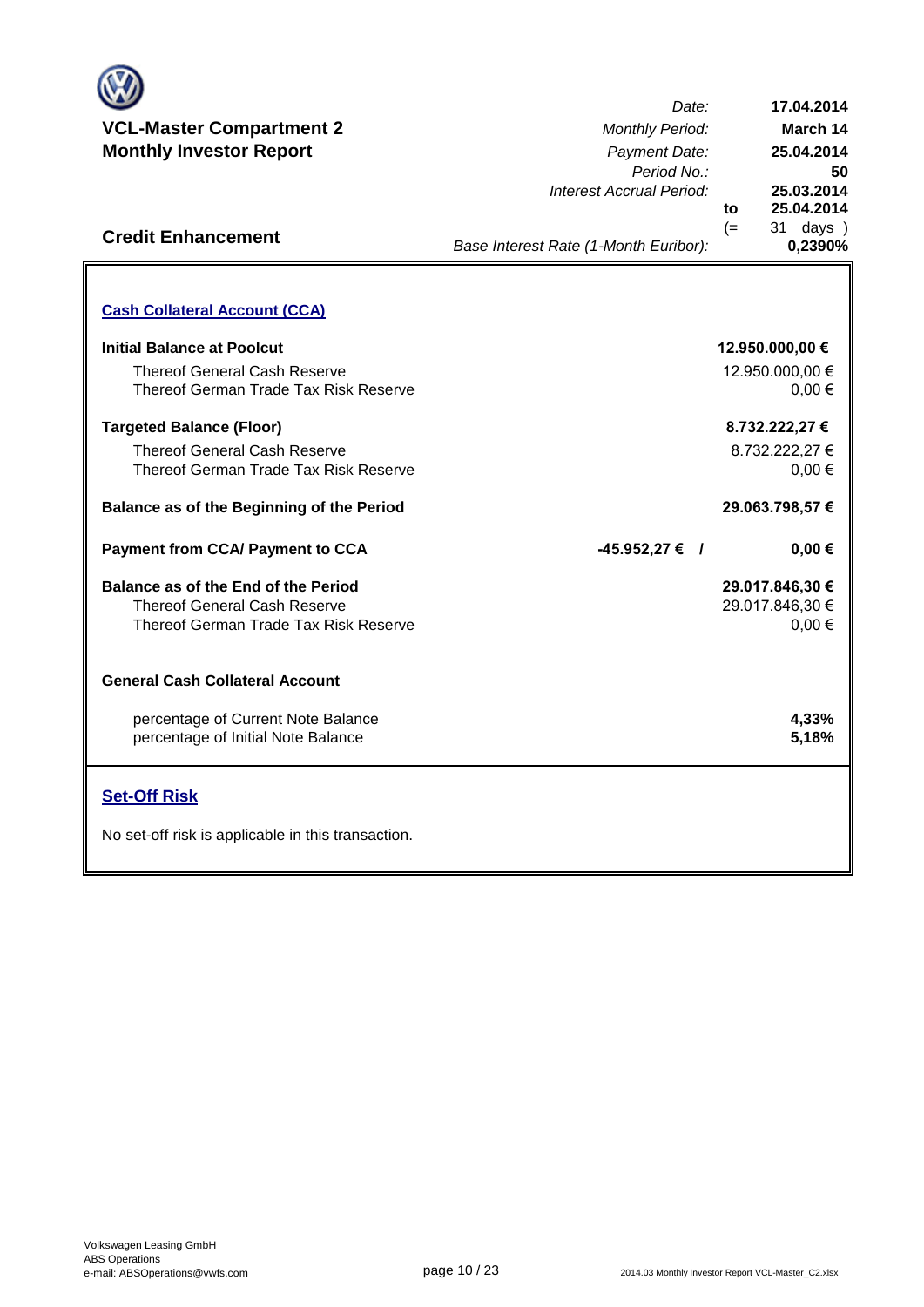# VCL-Master Compartment 2
## Monthly Investor Report

| | |
|---|---|
| *Date:* | **17.04.2014** |
| *Monthly Period:* | **March 14** |
| *Payment Date:* | **25.04.2014** |
| *Period No.:* | **50** |
| *Interest Accrual Period:* | **25.03.2014** |
| **to** | **25.04.2014** |
| (= | 31 days ) |
| *Base Interest Rate (1-Month Euribor):* | **0,2390%** |

## Credit Enhancement

### Cash Collateral Account (CCA)

| | | |
|---|---|---|
| **Initial Balance at Poolcut** | | **12.950.000,00 €** |
| Thereof General Cash Reserve | | 12.950.000,00 € |
| Thereof German Trade Tax Risk Reserve | | 0,00 € |
| **Targeted Balance (Floor)** | | **8.732.222,27 €** |
| Thereof General Cash Reserve | | 8.732.222,27 € |
| Thereof German Trade Tax Risk Reserve | | 0,00 € |
| **Balance as of the Beginning of the Period** | | **29.063.798,57 €** |
| **Payment from CCA/ Payment to CCA** | **-45.952,27 € /** | **0,00 €** |
| **Balance as of the End of the Period** | | **29.017.846,30 €** |
| Thereof General Cash Reserve | | 29.017.846,30 € |
| Thereof German Trade Tax Risk Reserve | | 0,00 € |

**General Cash Collateral Account**

| | |
|---|---|
| percentage of Current Note Balance | **4,33%** |
| percentage of Initial Note Balance | **5,18%** |

### Set-Off Risk

No set-off risk is applicable in this transaction.

Volkswagen Leasing GmbH
ABS Operations
e-mail: ABSOperations@vwfs.com

2014.03 Monthly Investor Report VCL-Master_C2.xlsx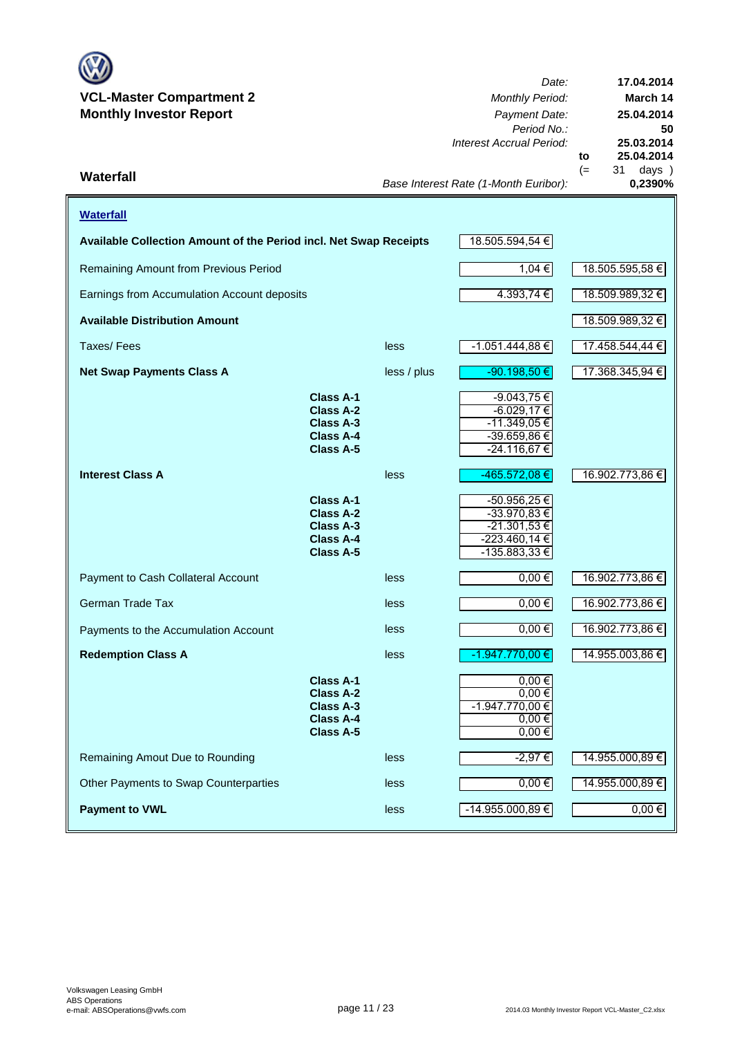**VCL-Master Compartment 2**
**Monthly Investor Report**

| | |
|---|---|
| *Date:* | **17.04.2014** |
| *Monthly Period:* | **March 14** |
| *Payment Date:* | **25.04.2014** |
| *Period No.:* | **50** |
| *Interest Accrual Period:* | **25.03.2014** |
| to | **25.04.2014** |
| (= | 31 days ) |
| *Base Interest Rate (1-Month Euribor):* | **0,2390%** |

## Waterfall

### Waterfall

| | | | | |
|---|---|---|---|---|
| **Available Collection Amount of the Period incl. Net Swap Receipts** | | | 18.505.594,54 € | |
| Remaining Amount from Previous Period | | | 1,04 € | 18.505.595,58 € |
| Earnings from Accumulation Account deposits | | | 4.393,74 € | 18.509.989,32 € |
| **Available Distribution Amount** | | | | 18.509.989,32 € |
| Taxes/ Fees | | less | -1.051.444,88 € | 17.458.544,44 € |
| **Net Swap Payments Class A** | | less / plus | -90.198,50 € | 17.368.345,94 € |
| | **Class A-1** | | -9.043,75 € | |
| | **Class A-2** | | -6.029,17 € | |
| | **Class A-3** | | -11.349,05 € | |
| | **Class A-4** | | -39.659,86 € | |
| | **Class A-5** | | -24.116,67 € | |
| **Interest Class A** | | less | -465.572,08 € | 16.902.773,86 € |
| | **Class A-1** | | -50.956,25 € | |
| | **Class A-2** | | -33.970,83 € | |
| | **Class A-3** | | -21.301,53 € | |
| | **Class A-4** | | -223.460,14 € | |
| | **Class A-5** | | -135.883,33 € | |
| Payment to Cash Collateral Account | | less | 0,00 € | 16.902.773,86 € |
| German Trade Tax | | less | 0,00 € | 16.902.773,86 € |
| Payments to the Accumulation Account | | less | 0,00 € | 16.902.773,86 € |
| **Redemption Class A** | | less | -1.947.770,00 € | 14.955.003,86 € |
| | **Class A-1** | | 0,00 € | |
| | **Class A-2** | | 0,00 € | |
| | **Class A-3** | | -1.947.770,00 € | |
| | **Class A-4** | | 0,00 € | |
| | **Class A-5** | | 0,00 € | |
| Remaining Amout Due to Rounding | | less | -2,97 € | 14.955.000,89 € |
| Other Payments to Swap Counterparties | | less | 0,00 € | 14.955.000,89 € |
| **Payment to VWL** | | less | -14.955.000,89 € | 0,00 € |

Volkswagen Leasing GmbH
ABS Operations
e-mail: ABSOperations@vwfs.com

2014.03 Monthly Investor Report VCL-Master_C2.xlsx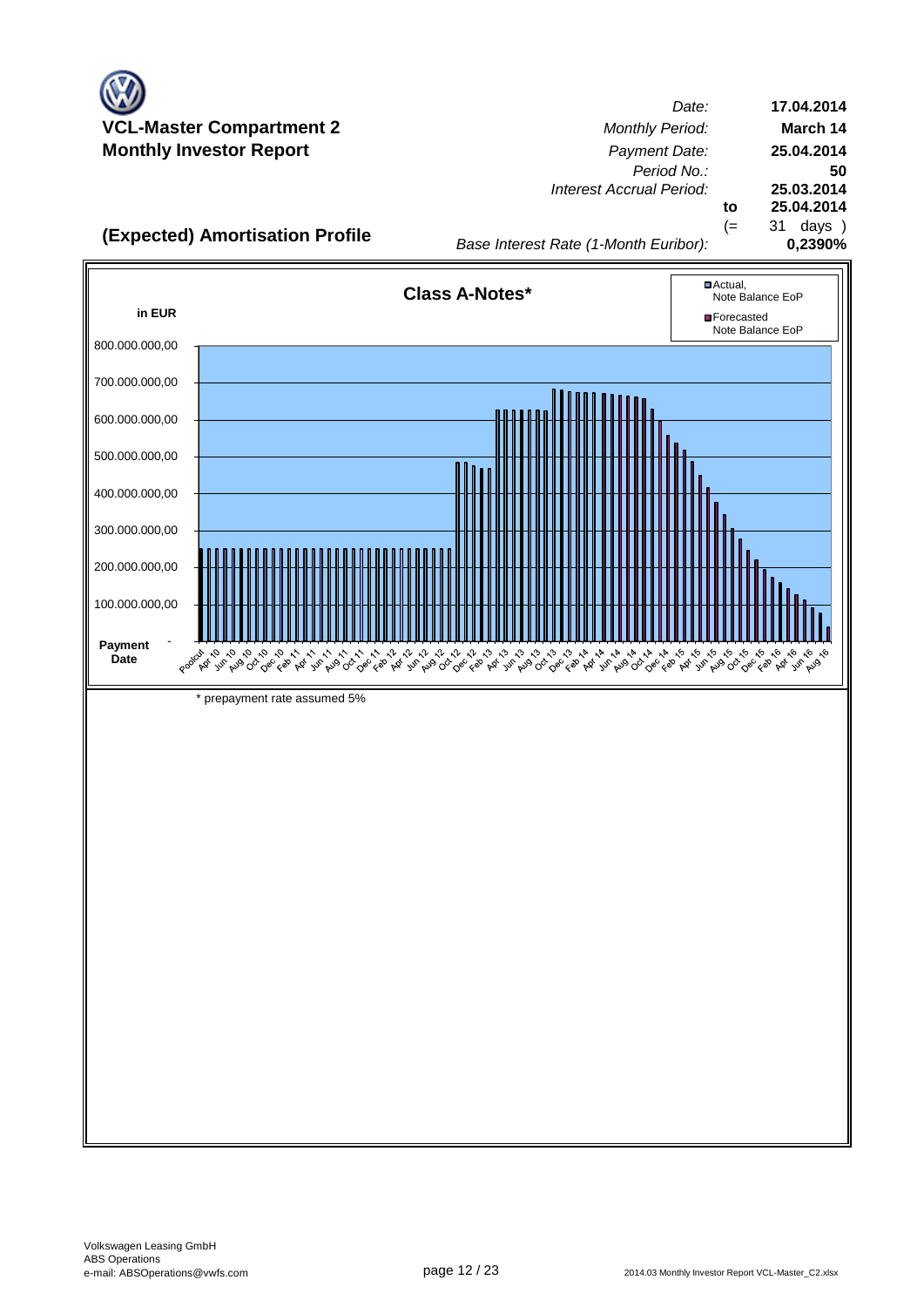# VCL-Master Compartment 2
## Monthly Investor Report

| | | |
|---|---|---|
| *Date:* | | **17.04.2014** |
| *Monthly Period:* | | **March 14** |
| *Payment Date:* | | **25.04.2014** |
| *Period No.:* | | **50** |
| *Interest Accrual Period:* | | **25.03.2014** |
| | **to** | **25.04.2014** |
| | (= | 31 days ) |
| *Base Interest Rate (1-Month Euribor):* | | **0,2390%** |

## (Expected) Amortisation Profile

**Class A-Notes***

**in EUR**

- Actual, Note Balance EoP
- Forecasted Note Balance EoP

Y-axis: 800.000.000,00; 700.000.000,00; 600.000.000,00; 500.000.000,00; 400.000.000,00; 300.000.000,00; 200.000.000,00; 100.000.000,00; -

**Payment Date**: Poolcut, Apr 10, Jun 10, Aug 10, Oct 10, Dec 10, Feb 11, Apr 11, Jun 11, Aug 11, Oct 11, Dec 11, Feb 12, Apr 12, Jun 12, Aug 12, Oct 12, Dec 12, Feb 13, Apr 13, Jun 13, Aug 13, Oct 13, Dec 13, Feb 14, Apr 14, Jun 14, Aug 14, Oct 14, Dec 14, Feb 15, Apr 15, Jun 15, Aug 15, Oct 15, Dec 15, Feb 16, Apr 16, Jun 16, Aug 16

\* prepayment rate assumed 5%

Volkswagen Leasing GmbH
ABS Operations
e-mail: ABSOperations@vwfs.com

2014.03 Monthly Investor Report VCL-Master_C2.xlsx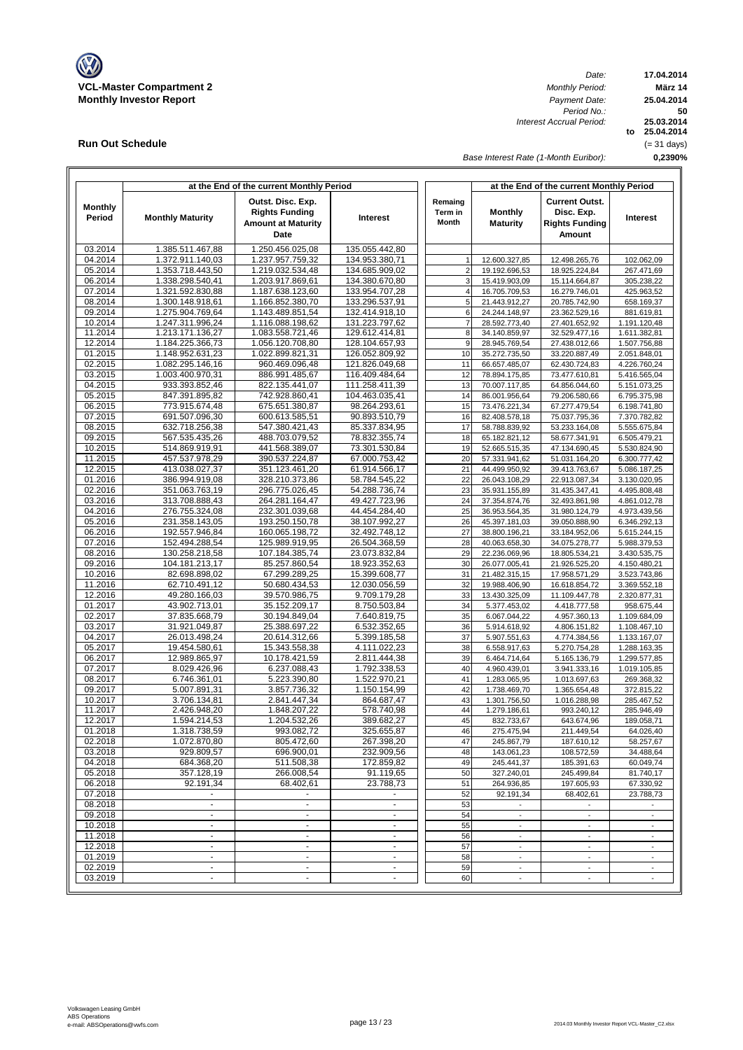**VCL-Master Compartment 2**
**Monthly Investor Report**

| | |
|---|---|
| *Date:* | **17.04.2014** |
| *Monthly Period:* | **März 14** |
| *Payment Date:* | **25.04.2014** |
| *Period No.:* | **50** |
| *Interest Accrual Period:* | **25.03.2014** |
| | **to 25.04.2014** |
| | (= 31 days) |
| *Base Interest Rate (1-Month Euribor):* | **0,2390%** |

## Run Out Schedule

| at the End of the current Monthly Period | | | | | at the End of the current Monthly Period | | |
|---|---|---|---|---|---|---|---|
| **Monthly Period** | **Monthly Maturity** | **Outst. Disc. Exp. Rights Funding Amount at Maturity Date** | **Interest** | **Remaing Term in Month** | **Monthly Maturity** | **Current Outst. Disc. Exp. Rights Funding Amount** | **Interest** |
| 03.2014 | 1.385.511.467,88 | 1.250.456.025,08 | 135.055.442,80 | | | | |
| 04.2014 | 1.372.911.140,03 | 1.237.957.759,32 | 134.953.380,71 | 1 | 12.600.327,85 | 12.498.265,76 | 102.062,09 |
| 05.2014 | 1.353.718.443,50 | 1.219.032.534,48 | 134.685.909,02 | 2 | 19.192.696,53 | 18.925.224,84 | 267.471,69 |
| 06.2014 | 1.338.298.540,41 | 1.203.917.869,61 | 134.380.670,80 | 3 | 15.419.903,09 | 15.114.664,87 | 305.238,22 |
| 07.2014 | 1.321.592.830,88 | 1.187.638.123,60 | 133.954.707,28 | 4 | 16.705.709,53 | 16.279.746,01 | 425.963,52 |
| 08.2014 | 1.300.148.918,61 | 1.166.852.380,70 | 133.296.537,91 | 5 | 21.443.912,27 | 20.785.742,90 | 658.169,37 |
| 09.2014 | 1.275.904.769,64 | 1.143.489.851,54 | 132.414.918,10 | 6 | 24.244.148,97 | 23.362.529,16 | 881.619,81 |
| 10.2014 | 1.247.311.996,24 | 1.116.088.198,62 | 131.223.797,62 | 7 | 28.592.773,40 | 27.401.652,92 | 1.191.120,48 |
| 11.2014 | 1.213.171.136,27 | 1.083.558.721,46 | 129.612.414,81 | 8 | 34.140.859,97 | 32.529.477,16 | 1.611.382,81 |
| 12.2014 | 1.184.225.366,73 | 1.056.120.708,80 | 128.104.657,93 | 9 | 28.945.769,54 | 27.438.012,66 | 1.507.756,88 |
| 01.2015 | 1.148.952.631,23 | 1.022.899.821,31 | 126.052.809,92 | 10 | 35.272.735,50 | 33.220.887,49 | 2.051.848,01 |
| 02.2015 | 1.082.295.146,16 | 960.469.096,48 | 121.826.049,68 | 11 | 66.657.485,07 | 62.430.724,83 | 4.226.760,24 |
| 03.2015 | 1.003.400.970,31 | 886.991.485,67 | 116.409.484,64 | 12 | 78.894.175,85 | 73.477.610,81 | 5.416.565,04 |
| 04.2015 | 933.393.852,46 | 822.135.441,07 | 111.258.411,39 | 13 | 70.007.117,85 | 64.856.044,60 | 5.151.073,25 |
| 05.2015 | 847.391.895,82 | 742.928.860,41 | 104.463.035,41 | 14 | 86.001.956,64 | 79.206.580,66 | 6.795.375,98 |
| 06.2015 | 773.915.674,48 | 675.651.380,87 | 98.264.293,61 | 15 | 73.476.221,34 | 67.277.479,54 | 6.198.741,80 |
| 07.2015 | 691.507.096,30 | 600.613.585,51 | 90.893.510,79 | 16 | 82.408.578,18 | 75.037.795,36 | 7.370.782,82 |
| 08.2015 | 632.718.256,38 | 547.380.421,43 | 85.337.834,95 | 17 | 58.788.839,92 | 53.233.164,08 | 5.555.675,84 |
| 09.2015 | 567.535.435,26 | 488.703.079,52 | 78.832.355,74 | 18 | 65.182.821,12 | 58.677.341,91 | 6.505.479,21 |
| 10.2015 | 514.869.919,91 | 441.568.389,07 | 73.301.530,84 | 19 | 52.665.515,35 | 47.134.690,45 | 5.530.824,90 |
| 11.2015 | 457.537.978,29 | 390.537.224,87 | 67.000.753,42 | 20 | 57.331.941,62 | 51.031.164,20 | 6.300.777,42 |
| 12.2015 | 413.038.027,37 | 351.123.461,20 | 61.914.566,17 | 21 | 44.499.950,92 | 39.413.763,67 | 5.086.187,25 |
| 01.2016 | 386.994.919,08 | 328.210.373,86 | 58.784.545,22 | 22 | 26.043.108,29 | 22.913.087,34 | 3.130.020,95 |
| 02.2016 | 351.063.763,19 | 296.775.026,45 | 54.288.736,74 | 23 | 35.931.155,89 | 31.435.347,41 | 4.495.808,48 |
| 03.2016 | 313.708.888,43 | 264.281.164,47 | 49.427.723,96 | 24 | 37.354.874,76 | 32.493.861,98 | 4.861.012,78 |
| 04.2016 | 276.755.324,08 | 232.301.039,68 | 44.454.284,40 | 25 | 36.953.564,35 | 31.980.124,79 | 4.973.439,56 |
| 05.2016 | 231.358.143,05 | 193.250.150,78 | 38.107.992,27 | 26 | 45.397.181,03 | 39.050.888,90 | 6.346.292,13 |
| 06.2016 | 192.557.946,84 | 160.065.198,72 | 32.492.748,12 | 27 | 38.800.196,21 | 33.184.952,06 | 5.615.244,15 |
| 07.2016 | 152.494.288,54 | 125.989.919,95 | 26.504.368,59 | 28 | 40.063.658,30 | 34.075.278,77 | 5.988.379,53 |
| 08.2016 | 130.258.218,58 | 107.184.385,74 | 23.073.832,84 | 29 | 22.236.069,96 | 18.805.534,21 | 3.430.535,75 |
| 09.2016 | 104.181.213,17 | 85.257.860,54 | 18.923.352,63 | 30 | 26.077.005,41 | 21.926.525,20 | 4.150.480,21 |
| 10.2016 | 82.698.898,02 | 67.299.289,25 | 15.399.608,77 | 31 | 21.482.315,15 | 17.958.571,29 | 3.523.743,86 |
| 11.2016 | 62.710.491,12 | 50.680.434,53 | 12.030.056,59 | 32 | 19.988.406,90 | 16.618.854,72 | 3.369.552,18 |
| 12.2016 | 49.280.166,03 | 39.570.986,75 | 9.709.179,28 | 33 | 13.430.325,09 | 11.109.447,78 | 2.320.877,31 |
| 01.2017 | 43.902.713,01 | 35.152.209,17 | 8.750.503,84 | 34 | 5.377.453,02 | 4.418.777,58 | 958.675,44 |
| 02.2017 | 37.835.668,79 | 30.194.849,04 | 7.640.819,75 | 35 | 6.067.044,22 | 4.957.360,13 | 1.109.684,09 |
| 03.2017 | 31.921.049,87 | 25.388.697,22 | 6.532.352,65 | 36 | 5.914.618,92 | 4.806.151,82 | 1.108.467,10 |
| 04.2017 | 26.013.498,24 | 20.614.312,66 | 5.399.185,58 | 37 | 5.907.551,63 | 4.774.384,56 | 1.133.167,07 |
| 05.2017 | 19.454.580,61 | 15.343.558,38 | 4.111.022,23 | 38 | 6.558.917,63 | 5.270.754,28 | 1.288.163,35 |
| 06.2017 | 12.989.865,97 | 10.178.421,59 | 2.811.444,38 | 39 | 6.464.714,64 | 5.165.136,79 | 1.299.577,85 |
| 07.2017 | 8.029.426,96 | 6.237.088,43 | 1.792.338,53 | 40 | 4.960.439,01 | 3.941.333,16 | 1.019.105,85 |
| 08.2017 | 6.746.361,01 | 5.223.390,80 | 1.522.970,21 | 41 | 1.283.065,95 | 1.013.697,63 | 269.368,32 |
| 09.2017 | 5.007.891,31 | 3.857.736,32 | 1.150.154,99 | 42 | 1.738.469,70 | 1.365.654,48 | 372.815,22 |
| 10.2017 | 3.706.134,81 | 2.841.447,34 | 864.687,47 | 43 | 1.301.756,50 | 1.016.288,98 | 285.467,52 |
| 11.2017 | 2.426.948,20 | 1.848.207,22 | 578.740,98 | 44 | 1.279.186,61 | 993.240,12 | 285.946,49 |
| 12.2017 | 1.594.214,53 | 1.204.532,26 | 389.682,27 | 45 | 832.733,67 | 643.674,96 | 189.058,71 |
| 01.2018 | 1.318.738,59 | 993.082,72 | 325.655,87 | 46 | 275.475,94 | 211.449,54 | 64.026,40 |
| 02.2018 | 1.072.870,80 | 805.472,60 | 267.398,20 | 47 | 245.867,79 | 187.610,12 | 58.257,67 |
| 03.2018 | 929.809,57 | 696.900,01 | 232.909,56 | 48 | 143.061,23 | 108.572,59 | 34.488,64 |
| 04.2018 | 684.368,20 | 511.508,38 | 172.859,82 | 49 | 245.441,37 | 185.391,63 | 60.049,74 |
| 05.2018 | 357.128,19 | 266.008,54 | 91.119,65 | 50 | 327.240,01 | 245.499,84 | 81.740,17 |
| 06.2018 | 92.191,34 | 68.402,61 | 23.788,73 | 51 | 264.936,85 | 197.605,93 | 67.330,92 |
| 07.2018 | - | - | - | 52 | 92.191,34 | 68.402,61 | 23.788,73 |
| 08.2018 | - | - | - | 53 | - | - | - |
| 09.2018 | - | - | - | 54 | - | - | - |
| 10.2018 | - | - | - | 55 | - | - | - |
| 11.2018 | - | - | - | 56 | - | - | - |
| 12.2018 | - | - | - | 57 | - | - | - |
| 01.2019 | - | - | - | 58 | - | - | - |
| 02.2019 | - | - | - | 59 | - | - | - |
| 03.2019 | - | - | - | 60 | - | - | - |

Volkswagen Leasing GmbH
ABS Operations
e-mail: ABSOperations@vwfs.com

2014.03 Monthly Investor Report VCL-Master_C2.xlsx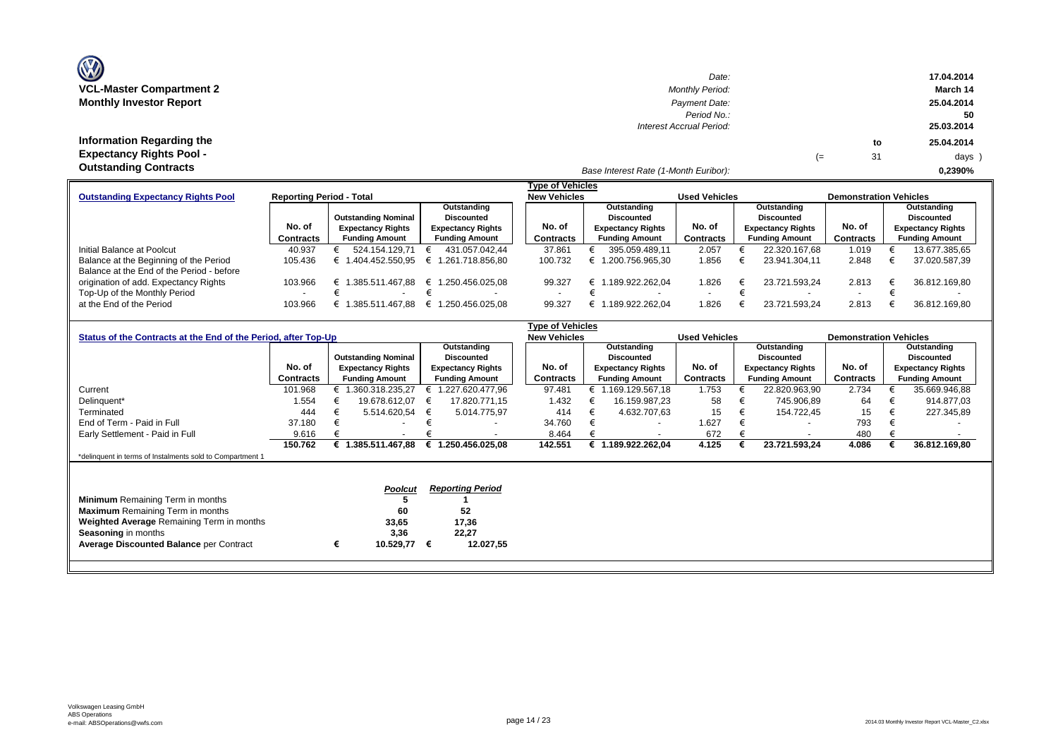# VCL-Master Compartment 2
## Monthly Investor Report

| | |
|---|---|
| *Date:* | 17.04.2014 |
| *Monthly Period:* | March 14 |
| *Payment Date:* | 25.04.2014 |
| *Period No.:* | 50 |
| *Interest Accrual Period:* | 25.03.2014 to 25.04.2014 (= 31 days ) |
| *Base Interest Rate (1-Month Euribor):* | 0,2390% |

## Information Regarding the Expectancy Rights Pool - Outstanding Contracts

| **Outstanding Expectancy Rights Pool** | Reporting Period - Total | | | Type of Vehicles: New Vehicles | | Used Vehicles | | Demonstration Vehicles | |
|---|---|---|---|---|---|---|---|---|---|
| | No. of Contracts | Outstanding Nominal Expectancy Rights Funding Amount | Outstanding Discounted Expectancy Rights Funding Amount | No. of Contracts | Outstanding Discounted Expectancy Rights Funding Amount | No. of Contracts | Outstanding Discounted Expectancy Rights Funding Amount | No. of Contracts | Outstanding Discounted Expectancy Rights Funding Amount |
| Initial Balance at Poolcut | 40.937 | € 524.154.129,71 | € 431.057.042,44 | 37.861 | € 395.059.489,11 | 2.057 | € 22.320.167,68 | 1.019 | € 13.677.385,65 |
| Balance at the Beginning of the Period | 105.436 | € 1.404.452.550,95 | € 1.261.718.856,80 | 100.732 | € 1.200.756.965,30 | 1.856 | € 23.941.304,11 | 2.848 | € 37.020.587,39 |
| Balance at the End of the Period - before origination of add. Expectancy Rights | 103.966 | € 1.385.511.467,88 | € 1.250.456.025,08 | 99.327 | € 1.189.922.262,04 | 1.826 | € 23.721.593,24 | 2.813 | € 36.812.169,80 |
| Top-Up of the Monthly Period | - | € - | € - | - | € - | - | € - | - | € - |
| at the End of the Period | 103.966 | € 1.385.511.467,88 | € 1.250.456.025,08 | 99.327 | € 1.189.922.262,04 | 1.826 | € 23.721.593,24 | 2.813 | € 36.812.169,80 |

| **Status of the Contracts at the End of the Period, after Top-Up** | | | | Type of Vehicles: New Vehicles | | Used Vehicles | | Demonstration Vehicles | |
|---|---|---|---|---|---|---|---|---|---|
| | No. of Contracts | Outstanding Nominal Expectancy Rights Funding Amount | Outstanding Discounted Expectancy Rights Funding Amount | No. of Contracts | Outstanding Discounted Expectancy Rights Funding Amount | No. of Contracts | Outstanding Discounted Expectancy Rights Funding Amount | No. of Contracts | Outstanding Discounted Expectancy Rights Funding Amount |
| Current | 101.968 | € 1.360.318.235,27 | € 1.227.620.477,96 | 97.481 | € 1.169.129.567,18 | 1.753 | € 22.820.963,90 | 2.734 | € 35.669.946,88 |
| Delinquent* | 1.554 | € 19.678.612,07 | € 17.820.771,15 | 1.432 | € 16.159.987,23 | 58 | € 745.906,89 | 64 | € 914.877,03 |
| Terminated | 444 | € 5.514.620,54 | € 5.014.775,97 | 414 | € 4.632.707,63 | 15 | € 154.722,45 | 15 | € 227.345,89 |
| End of Term - Paid in Full | 37.180 | € - | € - | 34.760 | € - | 1.627 | € - | 793 | € - |
| Early Settlement - Paid in Full | 9.616 | € - | € - | 8.464 | € - | 672 | € - | 480 | € - |
| | **150.762** | **€ 1.385.511.467,88** | **€ 1.250.456.025,08** | **142.551** | **€ 1.189.922.262,04** | **4.125** | **€ 23.721.593,24** | **4.086** | **€ 36.812.169,80** |

*delinquent in terms of Instalments sold to Compartment 1

| | *Poolcut* | *Reporting Period* |
|---|---|---|
| **Minimum** Remaining Term in months | 5 | 1 |
| **Maximum** Remaining Term in months | 60 | 52 |
| **Weighted Average** Remaining Term in months | 33,65 | 17,36 |
| **Seasoning** in months | 3,36 | 22,27 |
| **Average Discounted Balance** per Contract | € 10.529,77 | € 12.027,55 |

Volkswagen Leasing GmbH
ABS Operations
e-mail: ABSOperations@vwfs.com

2014.03 Monthly Investor Report VCL-Master_C2.xlsx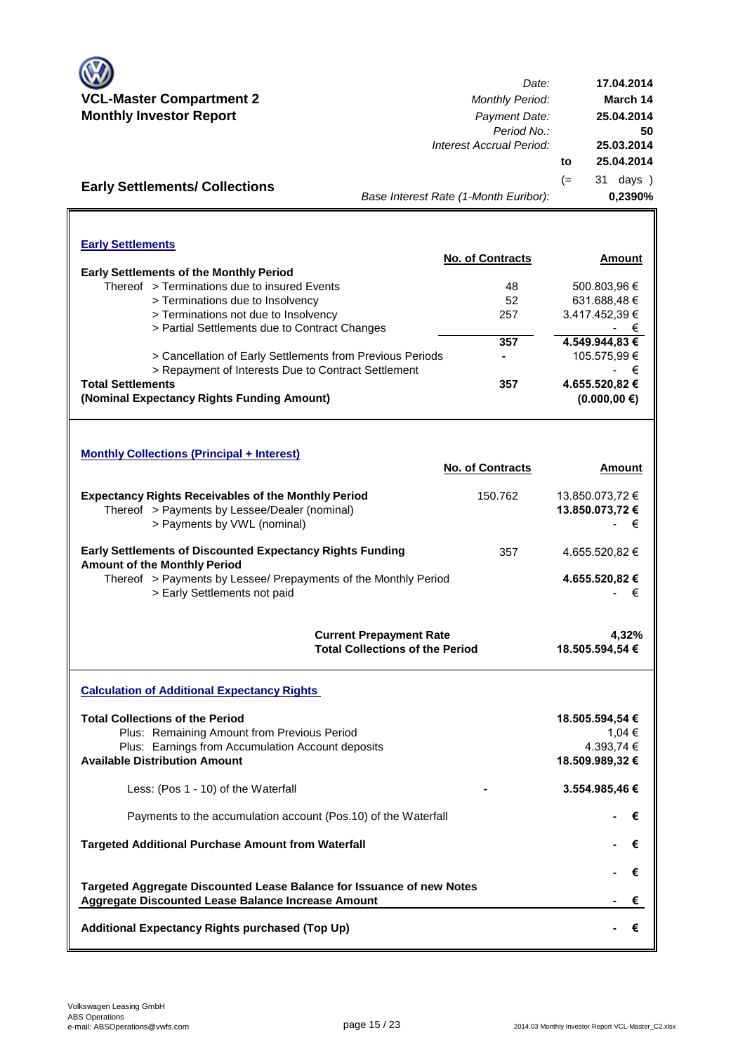**VCL-Master Compartment 2**
**Monthly Investor Report**

| | |
|---|---|
| *Date:* | **17.04.2014** |
| *Monthly Period:* | **March 14** |
| *Payment Date:* | **25.04.2014** |
| *Period No.:* | **50** |
| *Interest Accrual Period:* | **25.03.2014** |
| **to** | **25.04.2014** |
| (= | 31 days ) |
| *Base Interest Rate (1-Month Euribor):* | **0,2390%** |

## Early Settlements/ Collections

### Early Settlements

| | No. of Contracts | Amount |
|---|---|---|
| **Early Settlements of the Monthly Period** | | |
| Thereof > Terminations due to insured Events | 48 | 500.803,96 € |
| > Terminations due to Insolvency | 52 | 631.688,48 € |
| > Terminations not due to Insolvency | 257 | 3.417.452,39 € |
| > Partial Settlements due to Contract Changes | | - € |
| | **357** | **4.549.944,83 €** |
| > Cancellation of Early Settlements from Previous Periods | **-** | 105.575,99 € |
| > Repayment of Interests Due to Contract Settlement | | - € |
| **Total Settlements** | **357** | **4.655.520,82 €** |
| **(Nominal Expectancy Rights Funding Amount)** | | **(0.000,00 €)** |

### Monthly Collections (Principal + Interest)

| | No. of Contracts | Amount |
|---|---|---|
| **Expectancy Rights Receivables of the Monthly Period** | 150.762 | 13.850.073,72 € |
| Thereof > Payments by Lessee/Dealer (nominal) | | **13.850.073,72 €** |
| > Payments by VWL (nominal) | | - € |
| **Early Settlements of Discounted Expectancy Rights Funding Amount of the Monthly Period** | 357 | 4.655.520,82 € |
| Thereof > Payments by Lessee/ Prepayments of the Monthly Period | | **4.655.520,82 €** |
| > Early Settlements not paid | | - € |
| **Current Prepayment Rate** | | **4,32%** |
| **Total Collections of the Period** | | **18.505.594,54 €** |

### Calculation of Additional Expectancy Rights

| | | |
|---|---|---|
| **Total Collections of the Period** | | **18.505.594,54 €** |
| Plus: Remaining Amount from Previous Period | | 1,04 € |
| Plus: Earnings from Accumulation Account deposits | | 4.393,74 € |
| **Available Distribution Amount** | | **18.509.989,32 €** |
| Less: (Pos 1 - 10) of the Waterfall | **-** | **3.554.985,46 €** |
| Payments to the accumulation account (Pos.10) of the Waterfall | | **- €** |
| **Targeted Additional Purchase Amount from Waterfall** | | **- €** |
| | | **- €** |
| **Targeted Aggregate Discounted Lease Balance for Issuance of new Notes** | | |
| **Aggregate Discounted Lease Balance Increase Amount** | | **- €** |
| **Additional Expectancy Rights purchased (Top Up)** | | **- €** |

Volkswagen Leasing GmbH
ABS Operations
e-mail: ABSOperations@vwfs.com

2014.03 Monthly Investor Report VCL-Master_C2.xlsx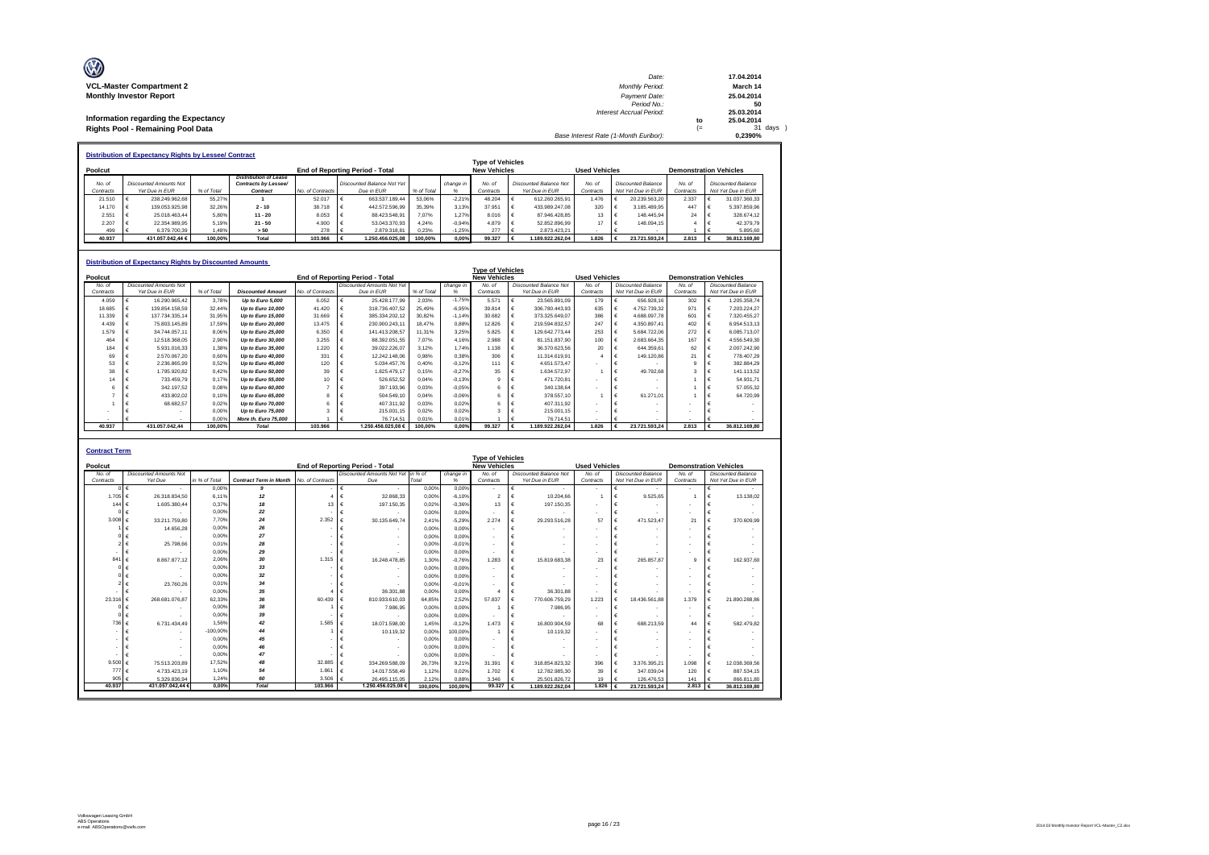**VCL-Master Compartment 2**
**Monthly Investor Report**

**Information regarding the Expectancy Rights Pool - Remaining Pool Data**

| | | |
|---|---|---|
| Date: | 17.04.2014 | |
| Monthly Period: | March 14 | |
| Payment Date: | 25.04.2014 | |
| Period No.: | 50 | |
| Interest Accrual Period: | 25.03.2014 | |
| | to 25.04.2014 | |
| | (= 31 days ) | |
| Base Interest Rate (1-Month Euribor): | 0,2390% | |

## Distribution of Expectancy Rights by Lessee/ Contract

| Poolcut | | | | End of Reporting Period - Total | | | | Type of Vehicles New Vehicles | | Used Vehicles | | Demonstration Vehicles | |
|---|---|---|---|---|---|---|---|---|---|---|---|---|---|
| No. of Contracts | Discounted Amounts Not Yet Due in EUR | % of Total | Distribution of Lease Contracts by Lessee/ Contract | No. of Contracts | Discounted Balance Not Yet Due in EUR | % of Total | change in % | No. of Contracts | Discounted Balance Not Yet Due in EUR | No. of Contracts | Discounted Balance Not Yet Due in EUR | No. of Contracts | Discounted Balance Not Yet Due in EUR |
| 21.510 | € 238.249.962,68 | 55,27% | 1 | 52.017 | € 663.537.189,44 | 53,06% | -2,21% | 48.204 | € 612.260.265,91 | 1.476 | € 20.239.563,20 | 2.337 | € 31.037.360,33 |
| 14.170 | € 139.053.925,98 | 32,26% | 2 - 10 | 38.718 | € 442.572.596,99 | 35,39% | 3,13% | 37.951 | € 433.989.247,08 | 320 | € 3.185.489,95 | 447 | € 5.397.859,96 |
| 2.551 | € 25.018.463,44 | 5,80% | 11 - 20 | 8.053 | € 88.423.548,91 | 7,07% | 1,27% | 8.016 | € 87.946.428,85 | 13 | € 148.445,94 | 24 | € 328.674,12 |
| 2.207 | € 22.354.989,95 | 5,19% | 21 - 50 | 4.900 | € 53.043.370,93 | 4,24% | -0,94% | 4.879 | € 52.852.896,99 | 17 | € 148.094,15 | 4 | € 42.379,79 |
| 499 | € 6.379.700,39 | 1,48% | > 50 | 278 | € 2.879.318,81 | 0,23% | -1,25% | 277 | € 2.873.423,21 | - | € - | 1 | € 5.895,60 |
| 40.937 | 431.057.042,44 € | 100,00% | Total | 103.966 | € 1.250.456.025,08 | 100,00% | 0,00% | 99.327 | € 1.189.922.262,04 | 1.826 | € 23.721.593,24 | 2.813 | € 36.812.169,80 |

## Distribution of Expectancy Rights by Discounted Amounts

| Poolcut | | | | End of Reporting Period - Total | | | | Type of Vehicles New Vehicles | | Used Vehicles | | Demonstration Vehicles | |
|---|---|---|---|---|---|---|---|---|---|---|---|---|---|
| No. of Contracts | Discounted Amounts Not Yet Due in EUR | % of Total | Discounted Amount | No. of Contracts | Discounted Amounts Not Yet Due in EUR | % of Total | change in % | No. of Contracts | Discounted Balance Not Yet Due in EUR | No. of Contracts | Discounted Balance Not Yet Due in EUR | No. of Contracts | Discounted Balance Not Yet Due in EUR |
| 4.059 | € 16.290.965,42 | 3,78% | Up to Euro 5,000 | 6.052 | € 25.428.177,99 | 2,03% | -1,75% | 5.571 | € 23.565.891,09 | 179 | € 656.928,16 | 302 | € 1.205.358,74 |
| 18.685 | € 139.854.158,59 | 32,44% | Up to Euro 10,000 | 41.420 | € 318.736.407,52 | 25,49% | -6,95% | 39.814 | € 306.780.443,93 | 635 | € 4.752.739,32 | 971 | € 7.203.224,27 |
| 11.339 | € 137.734.335,14 | 31,95% | Up to Euro 15,000 | 31.669 | € 385.334.202,12 | 30,82% | -1,14% | 30.682 | € 373.325.649,07 | 386 | € 4.688.097,78 | 601 | € 7.320.455,27 |
| 4.439 | € 75.803.145,89 | 17,59% | Up to Euro 20,000 | 13.475 | € 230.060.243,11 | 18,47% | 0,88% | 12.826 | € 219.594.832,57 | 247 | € 4.350.897,41 | 402 | € 6.954.513,13 |
| 1.579 | € 34.744.057,11 | 8,06% | Up to Euro 25,000 | 6.350 | € 141.413.208,57 | 11,31% | 3,25% | 5.825 | € 129.642.773,44 | 253 | € 5.684.722,06 | 272 | € 6.085.713,07 |
| 464 | € 12.518.368,05 | 2,90% | Up to Euro 30,000 | 3.255 | € 88.392.051,55 | 7,07% | 4,16% | 2.988 | € 81.151.837,90 | 100 | € 2.683.664,35 | 167 | € 4.556.549,30 |
| 184 | € 5.931.016,33 | 1,38% | Up to Euro 35,000 | 1.220 | € 39.022.226,07 | 3,12% | 1,74% | 1.138 | € 36.370.623,56 | 20 | € 644.359,61 | 62 | € 2.007.242,90 |
| 69 | € 2.570.067,20 | 0,60% | Up to Euro 40,000 | 331 | € 12.242.148,06 | 0,98% | 0,38% | 306 | € 11.314.619,91 | 4 | € 149.120,86 | 21 | € 778.407,29 |
| 53 | € 2.236.865,99 | 0,52% | Up to Euro 45,000 | 120 | € 5.034.457,76 | 0,40% | -0,12% | 111 | € 4.651.573,47 | - | € - | 9 | € 382.884,29 |
| 38 | € 1.795.920,82 | 0,42% | Up to Euro 50,000 | 39 | € 1.825.479,17 | 0,15% | -0,27% | 35 | € 1.634.572,97 | 1 | € 49.792,68 | 3 | € 141.113,52 |
| 14 | € 733.459,79 | 0,17% | Up to Euro 55,000 | 10 | € 526.652,52 | 0,04% | -0,13% | 9 | € 471.720,81 | - | € - | 1 | € 54.931,71 |
| 6 | € 342.197,52 | 0,08% | Up to Euro 60,000 | 7 | € 397.193,96 | 0,03% | -0,05% | 6 | € 340.138,64 | - | € - | 1 | € 57.055,32 |
| 7 | € 433.802,02 | 0,10% | Up to Euro 65,000 | 8 | € 504.549,10 | 0,04% | -0,06% | 6 | € 378.557,10 | 1 | € 61.271,01 | 1 | € 64.720,99 |
| 1 | € 68.682,57 | 0,02% | Up to Euro 70,000 | 6 | € 407.311,92 | 0,03% | 0,02% | 6 | € 407.311,92 | - | € - | - | € - |
| - | € - | 0,00% | Up to Euro 75,000 | 3 | € 215.001,15 | 0,02% | 0,02% | 3 | € 215.001,15 | - | € - | - | € - |
| - | € - | 0,00% | More th. Euro 75,000 | 1 | € 76.714,51 | 0,01% | 0,01% | 1 | € 76.714,51 | - | € - | - | € - |
| 40.937 | 431.057.042,44 | 100,00% | Total | 103.966 | 1.250.456.025,08 € | 100,00% | 0,00% | 99.327 | € 1.189.922.262,04 | 1.826 | € 23.721.593,24 | 2.813 | € 36.812.169,80 |

## Contract Term

| Poolcut | | | | End of Reporting Period - Total | | | | Type of Vehicles New Vehicles | | Used Vehicles | | Demonstration Vehicles | |
|---|---|---|---|---|---|---|---|---|---|---|---|---|---|
| No. of Contracts | Discounted Amounts Not Yet Due | in % of Total | Contract Term in Month | No. of Contracts | Discounted Amounts Not Yet Due | in % of Total | change in % | No. of Contracts | Discounted Balance Not Yet Due in EUR | No. of Contracts | Discounted Balance Not Yet Due in EUR | No. of Contracts | Discounted Balance Not Yet Due in EUR |
| 0 | € - | 0,00% | 9 | - | € - | 0,00% | 0,00% | - | € - | - | € - | - | € - |
| 1.705 | € 26.318.834,50 | 6,11% | 12 | 4 | € 32.868,33 | 0,00% | -6,10% | 2 | € 10.204,66 | 1 | € 9.525,65 | 1 | € 13.138,02 |
| 144 | € 1.605.380,44 | 0,37% | 18 | 13 | € 197.150,35 | 0,02% | -0,36% | 13 | € 197.150,35 | - | € - | - | € - |
| 0 | € - | 0,00% | 22 | - | € - | 0,00% | 0,00% | - | € - | - | € - | - | € - |
| 3.008 | € 33.211.759,80 | 7,70% | 24 | 2.352 | € 30.135.649,74 | 2,41% | -5,29% | 2.274 | € 29.293.516,28 | 57 | € 471.523,47 | 21 | € 370.609,99 |
| 1 | € 14.656,28 | 0,00% | 26 | - | € - | 0,00% | 0,00% | - | € - | - | € - | - | € - |
| 0 | € - | 0,00% | 27 | - | € - | 0,00% | 0,00% | - | € - | - | € - | - | € - |
| 2 | € 25.798,66 | 0,01% | 28 | - | € - | 0,00% | -0,01% | - | € - | - | € - | - | € - |
| - | € - | 0,00% | 29 | - | € - | 0,00% | 0,00% | - | € - | - | € - | - | € - |
| 841 | € 8.867.877,12 | 2,06% | 30 | 1.315 | € 16.248.478,85 | 1,30% | -0,76% | 1.283 | € 15.819.683,38 | 23 | € 265.857,87 | 9 | € 162.937,60 |
| 0 | € - | 0,00% | 33 | - | € - | 0,00% | 0,00% | - | € - | - | € - | - | € - |
| 0 | € - | 0,00% | 32 | - | € - | 0,00% | 0,00% | - | € - | - | € - | - | € - |
| 2 | € 23.760,26 | 0,01% | 34 | - | € - | 0,00% | -0,01% | - | € - | - | € - | - | € - |
| - | € - | 0,00% | 35 | 4 | € 36.301,88 | 0,00% | 0,00% | 4 | € 36.301,88 | - | € - | - | € - |
| 23.316 | € 268.681.076,87 | 62,33% | 36 | 60.439 | € 810.933.610,03 | 64,85% | 2,52% | 57.837 | € 770.608.759,29 | 1.223 | € 18.436.561,88 | 1.379 | € 21.890.288,86 |
| 0 | € - | 0,00% | 38 | 1 | € 7.986,95 | 0,00% | 0,00% | 1 | € 7.986,95 | - | € - | - | € - |
| 0 | € - | 0,00% | 39 | - | € - | 0,00% | 0,00% | - | € - | - | € - | - | € - |
| 736 | € 6.731.434,49 | 1,56% | 42 | 1.585 | € 18.071.598,00 | 1,45% | -0,12% | 1.473 | € 16.800.904,59 | 68 | € 688.213,59 | 44 | € 582.479,82 |
| - | € - | -100,00% | 44 | 1 | € 10.119,32 | 0,00% | 100,00% | 1 | € 10.119,32 | - | € - | - | € - |
| - | € - | 0,00% | 45 | - | € - | 0,00% | 0,00% | - | € - | - | € - | - | € - |
| - | € - | 0,00% | 46 | - | € - | 0,00% | 0,00% | - | € - | - | € - | - | € - |
| - | € - | 0,00% | 47 | - | € - | 0,00% | 0,00% | - | € - | - | € - | - | € - |
| 9.500 | € 75.513.203,89 | 17,52% | 48 | 32.885 | € 334.269.588,09 | 26,73% | 9,21% | 31.391 | € 318.854.823,32 | 396 | € 3.376.395,21 | 1.098 | € 12.038.369,56 |
| 777 | € 4.733.423,19 | 1,10% | 54 | 1.861 | € 14.017.558,49 | 1,12% | 0,02% | 1.702 | € 12.782.985,30 | 39 | € 347.039,04 | 120 | € 887.534,15 |
| 905 | € 5.329.836,94 | 1,24% | 60 | 3.506 | € 26.495.115,05 | 2,12% | 0,88% | 3.346 | € 25.501.826,72 | 19 | € 126.476,53 | 141 | € 866.811,80 |
| 40.937 | 431.057.042,44 € | 0,00% | Total | 103.966 | 1.250.456.025,08 € | 100,00% | 100,00% | 99.327 | € 1.189.922.262,04 | 1.826 | € 23.721.593,24 | 2.813 | € 36.812.169,80 |

Volkswagen Leasing GmbH
ABS Operations
e-mail: ABSOperations@vwfs.com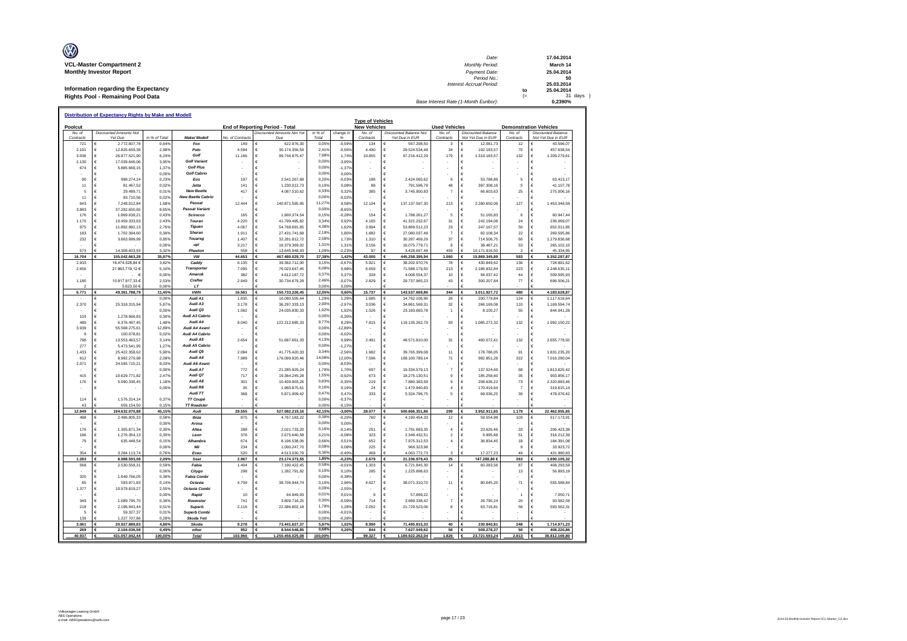**VCL-Master Compartment 2**
**Monthly Investor Report**

**Information regarding the Expectancy Rights Pool - Remaining Pool Data**

| | | |
|---|---|---|
| Date: | | 17.04.2014 |
| Monthly Period: | | March 14 |
| Payment Date: | | 25.04.2014 |
| Period No.: | | 50 |
| Interest Accrual Period: | | 25.03.2014 |
| | to | 25.04.2014 |
| | (= | 31 days ) |
| Base Interest Rate (1-Month Euribor): | | 0,2390% |

**Distribution of Expectancy Rights by Make and Modell**

| Poolcut | | | | End of Reporting Period - Total | | | | Type of Vehicles: New Vehicles | | Used Vehicles | | Demonstration Vehicles | |
|---|---|---|---|---|---|---|---|---|---|---|---|---|---|
| No. of Contracts | Discounted Amounts Not Yet Due | in % of Total | Make/ Modell | No. of Contracts | Discounted Amounts Not Yet Due | in % of Total | change in % | No. of Contracts | Discounted Balance Not Yet Due in EUR | No. of Contracts | Discounted Balance Not Yet Due in EUR | No. of Contracts | Discounted Balance Not Yet Due in EUR |
| 721 | € 2.772.607,78 | 0,64% | Fox | 149 | € 622.976,30 | 0,05% | -0,59% | 134 | € 567.298,50 | 3 | € 12.081,73 | 12 | € 43.596,07 |
| 2.191 | € 12.826.659,38 | 2,98% | Polo | 4.594 | € 30.174.356,59 | 2,41% | -0,56% | 4.490 | € 29.524.534,48 | 34 | € 192.183,57 | 70 | € 457.638,54 |
| 3.036 | € 26.877.521,90 | 6,24% | Golf | 11.166 | € 99.744.875,47 | 7,98% | 1,74% | 10.855 | € 97.216.412,29 | 179 | € 1.319.183,57 | 132 | € 1.209.279,61 |
| 2.130 | € 17.039.646,06 | 3,95% | Golf Variant | - | € - | 0,00% | -3,95% | - | € - | - | € - | - | € - |
| 674 | € 5.885.669,15 | 1,37% | Golf Plus | - | € - | 0,00% | -1,37% | - | € - | - | € - | - | € - |
| - | € - | 0,00% | Golf Cabrio | - | € - | 0,00% | 0,00% | - | € - | - | € - | - | € - |
| 90 | € 998.274,24 | 0,23% | Eos | 197 | € 2.541.267,68 | 0,20% | -0,03% | 186 | € 2.424.065,62 | 6 | € 53.788,89 | 5 | € 63.413,17 |
| 11 | € 81.467,52 | 0,02% | Jetta | 141 | € 1.230.012,73 | 0,10% | 0,08% | 88 | € 791.596,79 | 48 | € 397.308,16 | 5 | € 41.107,78 |
| 5 | € 29.489,71 | 0,01% | New Beetle | 417 | € 4.087.510,62 | 0,33% | 0,32% | 385 | € 3.745.900,83 | 7 | € 66.603,63 | 25 | € 275.006,16 |
| 11 | € 93.710,56 | 0,02% | New Beetle Cabrio | - | € - | 0,00% | -0,02% | - | € - | - | € - | - | € - |
| 643 | € 7.248.012,84 | 1,68% | Passat | 12.444 | € 140.871.595,95 | 11,27% | 9,58% | 12.104 | € 137.137.597,30 | 213 | € 2.280.650,06 | 127 | € 1.453.348,59 |
| 3.883 | € 37.292.650,65 | 8,65% | Passat Variant | - | € - | 0,00% | -8,65% | - | € - | - | € - | - | € - |
| 176 | € 1.869.639,21 | 0,43% | Scirocco | 165 | € 1.900.374,54 | 0,15% | -0,28% | 154 | € 1.788.261,27 | 5 | € 51.165,83 | 6 | € 60.947,44 |
| 1.170 | € 10.459.333,63 | 2,43% | Touran | 4.220 | € 41.799.495,82 | 3,34% | 0,92% | 4.165 | € 41.321.232,67 | 31 | € 242.194,08 | 24 | € 236.069,07 |
| 975 | € 11.892.982,13 | 2,76% | Tiguan | 4.067 | € 54.768.691,65 | 4,38% | 1,62% | 3.994 | € 53.869.512,23 | 23 | € 247.167,57 | 50 | € 652.011,85 |
| 183 | € 1.702.394,60 | 0,39% | Sharan | 1.911 | € 27.431.741,68 | 2,19% | 1,80% | 1.882 | € 27.080.037,48 | 7 | € 82.108,34 | 22 | € 269.595,86 |
| 232 | € 3.663.999,99 | 0,85% | Touareg | 1.407 | € 32.281.812,72 | 2,58% | 1,73% | 1.310 | € 30.287.469,29 | 37 | € 714.506,75 | 60 | € 1.279.836,68 |
| - | € - | 0,00% | up! | 3.217 | € 16.379.369,02 | 1,31% | 1,31% | 3.156 | € 16.075.779,71 | 8 | € 38.487,21 | 53 | € 265.102,10 |
| 573 | € 14.308.603,93 | 3,32% | Phaeton | 558 | € 13.645.948,93 | 1,09% | -2,23% | 97 | € 3.428.697,48 | 459 | € 10.171.916,50 | 2 | € 45.334,95 |
| **16.704** | **€ 155.042.663,28** | **35,97%** | **VW** | **44.653** | **€ 467.480.029,70** | **37,38%** | **1,42%** | **43.000** | **€ 445.258.395,94** | **1.060** | **€ 15.869.345,89** | **593** | **€ 6.352.287,87** |
| 2.933 | 16.474.528,84 € | 3,82% | Caddy | 6.135 | € 39.362.712,00 | 3,15% | -0,67% | 5.921 | € 38.202.970,76 | 78 | € 430.849,62 | 136 | € 728.891,62 |
| 2.656 | 21.963.719,12 € | 5,10% | Transporter | 7.095 | € 76.023.647,45 | 6,08% | 0,98% | 6.659 | € 71.588.179,50 | 213 | € 2.186.832,84 | 223 | € 2.248.635,11 |
| - | - € | 0,00% | Amarok | 382 | € 4.612.187,72 | 0,37% | 0,37% | 328 | € 4.008.554,37 | 10 | € 94.037,42 | 44 | € 509.595,93 |
| 1.180 | 10.917.917,33 € | 2,53% | Crafter | 2.949 | € 30.734.679,28 | 2,46% | -0,07% | 2.829 | € 29.737.965,23 | 43 | € 300.207,84 | 77 | € 696.506,21 |
| 2 | 5.623,50 € | 0,00% | LT | - | € - | 0,00% | 0,00% | - | € - | - | € - | - | € - |
| **6.771** | **€ 49.361.788,79** | **11,45%** | **VWN** | **16.561** | **€ 150.733.226,45** | **12,05%** | **0,60%** | **15.737** | **€ 143.537.669,86** | **344** | **€ 3.011.927,72** | **480** | **€ 4.183.628,87** |
| - | € - | 0,00% | Audi A1 | 1.835 | € 16.080.505,44 | 1,29% | 1,29% | 1.685 | € 14.762.106,96 | 26 | € 200.779,84 | 124 | € 1.117.618,64 |
| 2.370 | € 25.318.315,94 | 5,87% | Audi A3 | 3.178 | € 36.297.333,13 | 2,90% | -2,97% | 3.036 | € 34.861.569,31 | 32 | € 266.169,08 | 110 | € 1.169.594,74 |
| - | € - | 0,00% | Audi Q3 | 1.582 | € 24.035.830,33 | 1,92% | 1,92% | 1.526 | € 23.183.683,78 | 1 | € 8.105,27 | 55 | € 844.041,28 |
| 103 | € 1.278.966,83 | 0,30% | Audi A3 Cabrio | - | € - | 0,00% | -0,30% | - | € - | - | € - | - | € - |
| 489 | € 6.376.497,45 | 1,48% | Audi A4 | 8.040 | € 122.212.685,33 | 9,77% | 8,29% | 7.815 | € 119.135.262,79 | 93 | € 1.085.272,32 | 132 | € 1.992.150,22 |
| 3.939 | € 55.568.275,61 | 12,89% | Audi A4 Avant | - | € - | 0,00% | -12,89% | - | € - | - | € - | - | € - |
| 9 | € 100.078,81 | 0,02% | Audi A4 Cabrio | - | € - | 0,00% | -0,02% | - | € - | - | € - | - | € - |
| 798 | € 13.553.463,57 | 3,14% | Audi A5 | 2.654 | € 51.687.661,33 | 4,13% | 0,99% | 2.491 | € 48.571.810,00 | 31 | € 460.072,41 | 132 | € 2.655.778,92 |
| 277 | € 5.473.541,95 | 1,27% | Audi A5 Cabrio | - | € - | 0,00% | -1,27% | - | € - | - | € - | - | € - |
| 1.433 | € 25.422.358,62 | 5,90% | Audi Q5 | 2.084 | € 41.775.420,33 | 3,34% | -2,56% | 1.982 | € 39.765.399,08 | 11 | € 178.786,05 | 91 | € 1.831.235,20 |
| 612 | € 8.992.279,98 | 2,09% | Audi A6 | 7.989 | € 176.099.920,46 | 14,08% | 12,00% | 7.596 | € 168.100.789,14 | 71 | € 982.851,28 | 322 | € 7.016.280,04 |
| 2.071 | € 34.595.715,21 | 8,03% | Audi A6 Avant | - | € - | 0,00% | -8,03% | - | € - | - | € - | - | € - |
| - | € - | 0,00% | Audi A7 | 772 | € 21.285.929,24 | 1,70% | 1,70% | 697 | € 19.334.579,13 | 7 | € 137.524,69 | 68 | € 1.813.825,42 |
| 415 | € 10.629.771,82 | 2,47% | Audi Q7 | 717 | € 19.364.245,28 | 1,55% | -0,92% | 673 | € 18.275.130,51 | 9 | € 185.258,60 | 35 | € 903.856,17 |
| 176 | € 5.090.336,45 | 1,18% | Audi A8 | 301 | € 10.409.903,26 | 0,83% | -0,35% | 219 | € 7.880.383,58 | 9 | € 208.636,22 | 73 | € 2.320.883,46 |
| - | € - | 0,00% | Audi R8 | 35 | € 1.960.875,61 | 0,16% | 0,16% | 24 | € 1.470.840,83 | 4 | € 170.419,64 | 7 | € 319.615,14 |
| | | | Audi TT | 368 | € 5.871.909,42 | 0,47% | 0,47% | 333 | € 5.324.796,75 | 5 | € 69.036,25 | 30 | € 478.076,42 |
| 114 | € 1.576.314,14 | 0,37% | TT Coupé | - | € - | 0,00% | -0,37% | - | € - | - | € - | - | € - |
| 43 | € 656.154,50 | 0,15% | TT Roadster | - | € - | 0,00% | -0,15% | - | € - | - | € - | - | € - |
| **12.849** | **€ 194.632.070,88** | **45,15%** | **Audi** | **29.555** | **€ 527.082.219,16** | **42,15%** | **-3,00%** | **28.077** | **€ 500.666.351,86** | **299** | **€ 3.952.911,65** | **1.179** | **€ 22.462.955,65** |
| 488 | € 2.486.805,33 | 0,58% | Ibiza | 875 | € 4.767.183,22 | 0,38% | -0,20% | 760 | € 4.190.454,33 | 12 | € 59.554,98 | 103 | € 517.173,91 |
| - | € - | 0,00% | Arosa | - | € - | 0,00% | 0,00% | - | € - | - | € - | - | € - |
| 176 | € 1.305.871,34 | 0,30% | Altea | 288 | € 2.021.733,20 | 0,16% | -0,14% | 251 | € 1.791.683,35 | 4 | € 23.626,46 | 33 | € 206.423,39 |
| 186 | € 1.276.354,13 | 0,30% | Leon | 376 | € 2.675.640,58 | 0,21% | -0,08% | 323 | € 2.349.432,51 | 2 | € 9.995,68 | 51 | € 316.212,39 |
| 79 | € 635.448,54 | 0,15% | Alhambra | 674 | € 8.196.538,06 | 0,66% | 0,51% | 652 | € 7.975.312,53 | 4 | € 36.834,45 | 18 | € 184.391,08 |
| - | € - | 0,00% | Mii | 234 | € 1.000.247,70 | 0,08% | 0,08% | 225 | € 966.323,98 | - | € - | 9 | € 33.923,72 |
| 354 | € 3.284.113,74 | 0,76% | Exeo | 520 | € 4.513.030,79 | 0,36% | -0,40% | 468 | € 4.063.772,73 | 3 | € 17.277,23 | 49 | € 431.980,83 |
| **1.283** | **€ 8.988.593,08** | **2,09%** | **Seat** | **2.967** | **€ 23.174.373,55** | **1,85%** | **-0,23%** | **2.679** | **€ 21.336.979,43** | **25** | **147.288,80 €** | **263** | **€ 1.690.105,32** |
| 568 | € 2.530.558,31 | 0,59% | Fabia | 1.404 | € 7.190.422,45 | 0,58% | -0,01% | 1.303 | € 6.721.845,30 | 14 | € 60.283,56 | 87 | € 408.293,59 |
| - | € - | 0,00% | Citygo | 298 | € 1.282.791,82 | 0,10% | 0,10% | 285 | € 1.225.898,63 | - | € - | 13 | € 56.893,19 |
| 320 | € 1.649.766,05 | 0,38% | Fabia Combi | - | € - | 0,00% | -0,38% | - | € - | - | € - | - | € - |
| 85 | € 593.971,83 | 0,14% | Octavia | 4.709 | € 38.706.944,74 | 3,10% | 2,96% | 4.627 | € 38.071.310,70 | 11 | € 80.045,20 | 71 | € 555.588,84 |
| 1.377 | € 10.979.819,27 | 2,55% | Octavia Combi | - | € - | 0,00% | -2,55% | - | € - | - | € - | - | € - |
| - | € - | 0,00% | Rapid | 10 | € 64.949,93 | 0,01% | 0,01% | 9 | € 57.899,22 | - | € - | 1 | € 7.050,71 |
| 349 | € 1.689.795,70 | 0,39% | Roomster | 741 | € 3.809.716,25 | 0,30% | -0,09% | 714 | € 3.689.338,42 | 7 | € 26.795,24 | 20 | € 93.582,59 |
| 218 | € 2.196.943,44 | 0,51% | Superb | 2.116 | € 22.386.802,18 | 1,79% | 1,28% | 2.052 | € 21.729.523,06 | 8 | € 63.716,81 | 56 | € 593.562,31 |
| 5 | € 59.327,37 | 0,01% | Superb Combi | - | € - | 0,00% | -0,01% | - | € - | - | € - | - | € - |
| 139 | € 1.227.707,86 | 0,28% | Skoda Yeti | - | € - | 0,00% | -0,28% | - | € - | - | € - | - | € - |
| **3.061** | **€ 20.927.889,83** | **4,86%** | **Skoda** | **9.278** | **€ 73.441.627,37** | **5,87%** | **1,02%** | **8.990** | **€ 71.495.815,33** | **40** | **€ 230.840,81** | **248** | **€ 1.714.971,23** |
| **269** | **€ 2.104.036,58** | **0,49%** | **other** | **952** | **€ 8.544.548,85** | **0,68%** | **0,20%** | **844** | **€ 7.627.049,62** | **58** | **€ 509.278,37** | **50** | **€ 408.220,86** |
| **40.937** | **€ 431.057.042,44** | **100,00%** | **Total** | **103.966** | **€ 1.250.456.025,08** | **100,00%** | | **99.327** | **€ 1.189.922.262,04** | **1.826** | **€ 23.721.593,24** | **2.813** | **€ 36.812.169,80** |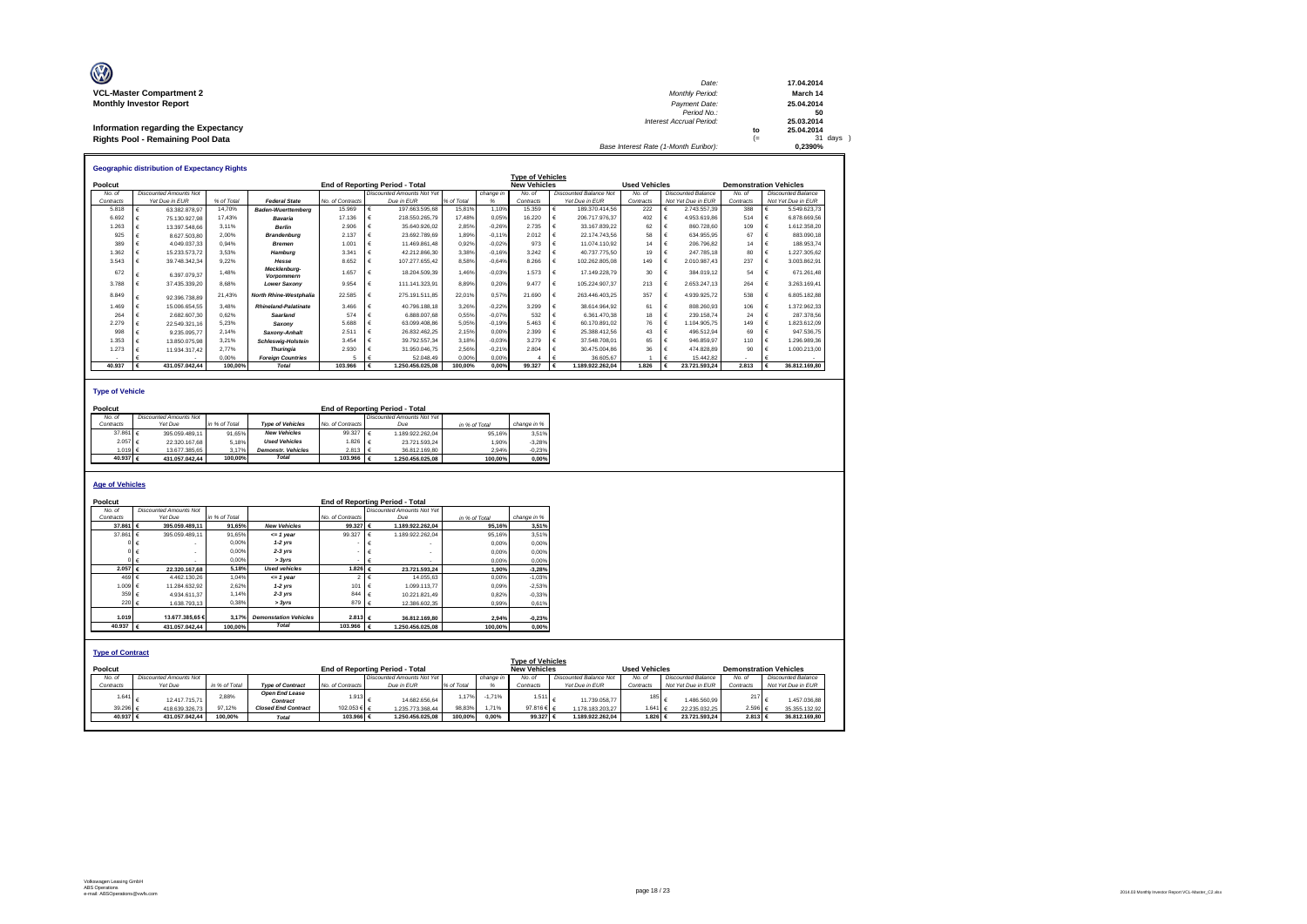**VCL-Master Compartment 2**
**Monthly Investor Report**

**Information regarding the Expectancy Rights Pool - Remaining Pool Data**

| | | |
|---|---|---|
| Date: | | 17.04.2014 |
| Monthly Period: | | March 14 |
| Payment Date: | | 25.04.2014 |
| Period No.: | | 50 |
| Interest Accrual Period: | | 25.03.2014 |
| | to | 25.04.2014 |
| | (= | 31 days ) |
| Base Interest Rate (1-Month Euribor): | | 0,2390% |

## Geographic distribution of Expectancy Rights

| Poolcut | | | | End of Reporting Period - Total | | | | Type of Vehicles New Vehicles | | Used Vehicles | | Demonstration Vehicles | |
|---|---|---|---|---|---|---|---|---|---|---|---|---|---|
| No. of Contracts | Discounted Amounts Not Yet Due in EUR | % of Total | Federal State | No. of Contracts | Discounted Amounts Not Yet Due in EUR | % of Total | change in % | No. of Contracts | Discounted Balance Not Yet Due in EUR | No. of Contracts | Discounted Balance Not Yet Due in EUR | No. of Contracts | Discounted Balance Not Yet Due in EUR |
| 5.818 | € 63.382.878,97 | 14,70% | Baden-Wuerttemberg | 15.969 | € 197.663.595,68 | 15,81% | 1,10% | 15.359 | € 189.370.414,56 | 222 | € 2.743.557,39 | 388 | € 5.549.623,73 |
| 6.692 | € 75.130.927,98 | 17,43% | Bavaria | 17.136 | € 218.550.265,79 | 17,48% | 0,05% | 16.220 | € 206.717.976,37 | 402 | € 4.953.619,86 | 514 | € 6.878.669,56 |
| 1.263 | € 13.397.548,66 | 3,11% | Berlin | 2.906 | € 35.640.926,02 | 2,85% | -0,26% | 2.735 | € 33.167.839,22 | 62 | € 860.728,60 | 109 | € 1.612.358,20 |
| 925 | € 8.627.503,80 | 2,00% | Brandenburg | 2.137 | € 23.692.789,69 | 1,89% | -0,11% | 2.012 | € 22.174.743,56 | 58 | € 634.955,95 | 67 | € 883.090,18 |
| 389 | € 4.049.037,33 | 0,94% | Bremen | 1.001 | € 11.469.861,48 | 0,92% | -0,02% | 973 | € 11.074.110,92 | 14 | € 206.796,82 | 14 | € 188.953,74 |
| 1.362 | € 15.233.573,72 | 3,53% | Hamburg | 3.341 | € 42.212.866,30 | 3,38% | -0,16% | 3.242 | € 40.737.775,50 | 19 | € 247.785,18 | 80 | € 1.227.305,62 |
| 3.543 | € 39.748.342,34 | 9,22% | Hesse | 8.652 | € 107.277.655,42 | 8,58% | -0,64% | 8.266 | € 102.262.805,08 | 149 | € 2.010.987,43 | 237 | € 3.003.862,91 |
| 672 | € 6.397.079,37 | 1,48% | Mecklenburg-Vorpommern | 1.657 | € 18.204.509,39 | 1,46% | -0,03% | 1.573 | € 17.149.228,79 | 30 | € 384.019,12 | 54 | € 671.261,48 |
| 3.788 | € 37.435.339,20 | 8,68% | Lower Saxony | 9.954 | € 111.141.323,91 | 8,89% | 0,20% | 9.477 | € 105.224.907,37 | 213 | € 2.653.247,13 | 264 | € 3.263.169,41 |
| 8.849 | € 92.396.738,89 | 21,43% | North Rhine-Westphalia | 22.585 | € 275.191.511,85 | 22,01% | 0,57% | 21.690 | € 263.446.403,25 | 357 | € 4.939.925,72 | 538 | € 6.805.182,88 |
| 1.469 | € 15.006.654,55 | 3,48% | Rhineland-Palatinate | 3.466 | € 40.796.188,18 | 3,26% | -0,22% | 3.299 | € 38.614.964,92 | 61 | € 808.260,93 | 106 | € 1.372.962,33 |
| 264 | € 2.682.607,30 | 0,62% | Saarland | 574 | € 6.888.007,68 | 0,55% | -0,07% | 532 | € 6.361.470,38 | 18 | € 239.158,74 | 24 | € 287.378,56 |
| 2.279 | € 22.549.321,16 | 5,23% | Saxony | 5.688 | € 63.099.408,86 | 5,05% | -0,19% | 5.463 | € 60.170.891,02 | 76 | € 1.104.905,75 | 149 | € 1.823.612,09 |
| 998 | € 9.235.095,77 | 2,14% | Saxony-Anhalt | 2.511 | € 26.832.462,25 | 2,15% | 0,00% | 2.399 | € 25.388.412,56 | 43 | € 496.512,94 | 69 | € 947.536,75 |
| 1.353 | € 13.850.075,98 | 3,21% | Schleswig-Holstein | 3.454 | € 39.792.557,34 | 3,18% | -0,03% | 3.279 | € 37.548.708,01 | 65 | € 946.859,97 | 110 | € 1.296.989,36 |
| 1.273 | € 11.934.317,42 | 2,77% | Thuringia | 2.930 | € 31.950.046,75 | 2,56% | -0,21% | 2.804 | € 30.475.004,86 | 36 | € 474.828,89 | 90 | € 1.000.213,00 |
| - | € - | 0,00% | Foreign Countries | 5 | € 52.048,49 | 0,00% | 0,00% | 4 | € 36.605,67 | 1 | € 15.442,82 | - | € - |
| **40.937** | **€ 431.057.042,44** | **100,00%** | **Total** | **103.966** | **€ 1.250.456.025,08** | **100,00%** | **0,00%** | **99.327** | **€ 1.189.922.262,04** | **1.826** | **€ 23.721.593,24** | **2.813** | **€ 36.812.169,80** |

## Type of Vehicle

| Poolcut | | | | End of Reporting Period - Total | | | |
|---|---|---|---|---|---|---|---|
| No. of Contracts | Discounted Amounts Not Yet Due | in % of Total | Type of Vehicles | No. of Contracts | Discounted Amounts Not Yet Due | in % of Total | change in % |
| 37.861 | € 395.059.489,11 | 91,65% | New Vehicles | 99.327 | € 1.189.922.262,04 | 95,16% | 3,51% |
| 2.057 | € 22.320.167,68 | 5,18% | Used Vehicles | 1.826 | € 23.721.593,24 | 1,90% | -3,28% |
| 1.019 | € 13.677.385,65 | 3,17% | Demonstr. Vehicles | 2.813 | € 36.812.169,80 | 2,94% | -0,23% |
| **40.937** | **€ 431.057.042,44** | **100,00%** | **Total** | **103.966** | **€ 1.250.456.025,08** | **100,00%** | **0,00%** |

## Age of Vehicles

| Poolcut | | | | End of Reporting Period - Total | | | |
|---|---|---|---|---|---|---|---|
| No. of Contracts | Discounted Amounts Not Yet Due | in % of Total | | No. of Contracts | Discounted Amounts Not Yet Due | in % of Total | change in % |
| **37.861** | **€ 395.059.489,11** | **91,65%** | **New Vehicles** | **99.327** | **€ 1.189.922.262,04** | **95,16%** | **3,51%** |
| 37.861 | € 395.059.489,11 | 91,65% | <= 1 year | 99.327 | € 1.189.922.262,04 | 95,16% | 3,51% |
| 0 | € - | 0,00% | 1-2 yrs | - | € - | 0,00% | 0,00% |
| 0 | € - | 0,00% | 2-3 yrs | - | € - | 0,00% | 0,00% |
| 0 | € - | 0,00% | > 3yrs | - | € - | 0,00% | 0,00% |
| **2.057** | **€ 22.320.167,68** | **5,18%** | **Used vehicles** | **1.826** | **€ 23.721.593,24** | **1,90%** | **-3,28%** |
| 469 | € 4.462.130,26 | 1,04% | <= 1 year | 2 | € 14.055,63 | 0,00% | -1,03% |
| 1.009 | € 11.284.632,92 | 2,62% | 1-2 yrs | 101 | € 1.099.113,77 | 0,09% | -2,53% |
| 359 | € 4.934.611,37 | 1,14% | 2-3 yrs | 844 | € 10.221.821,49 | 0,82% | -0,33% |
| 220 | € 1.638.793,13 | 0,38% | > 3yrs | 879 | € 12.386.602,35 | 0,99% | 0,61% |
| **1.019** | **13.677.385,65 €** | **3,17%** | **Demonstation Vehicles** | **2.813** | **€ 36.812.169,80** | **2,94%** | **-0,23%** |
| **40.937** | **€ 431.057.042,44** | **100,00%** | **Total** | **103.966** | **€ 1.250.456.025,08** | **100,00%** | **0,00%** |

## Type of Contract

| Poolcut | | | | End of Reporting Period - Total | | | | Type of Vehicles New Vehicles | | Used Vehicles | | Demonstration Vehicles | |
|---|---|---|---|---|---|---|---|---|---|---|---|---|---|
| No. of Contracts | Discounted Amounts Not Yet Due | in % of Total | Type of Contract | No. of Contracts | Discounted Amounts Not Yet Due in EUR | % of Total | change in % | No. of Contracts | Discounted Balance Not Yet Due in EUR | No. of Contracts | Discounted Balance Not Yet Due in EUR | No. of Contracts | Discounted Balance Not Yet Due in EUR |
| 1.641 | € 12.417.715,71 | 2,88% | Open End Lease Contract | 1.913 | € 14.682.656,64 | 1,17% | -1,71% | 1.511 | € 11.739.058,77 | 185 | € 1.486.560,99 | 217 | € 1.457.036,88 |
| 39.296 | € 418.639.326,73 | 97,12% | Closed End Contract | 102.053 € | € 1.235.773.368,44 | 98,83% | 1,71% | 97.816 € | € 1.178.183.203,27 | 1.641 | € 22.235.032,25 | 2.596 | € 35.355.132,92 |
| **40.937** | **€ 431.057.042,44** | **100,00%** | **Total** | **103.966 €** | **€ 1.250.456.025,08** | **100,00%** | **0,00%** | **99.327 €** | **€ 1.189.922.262,04** | **1.826** | **€ 23.721.593,24** | **2.813** | **€ 36.812.169,80** |

Volkswagen Leasing GmbH
ABS Operations
e-mail: ABSOperations@vwfs.com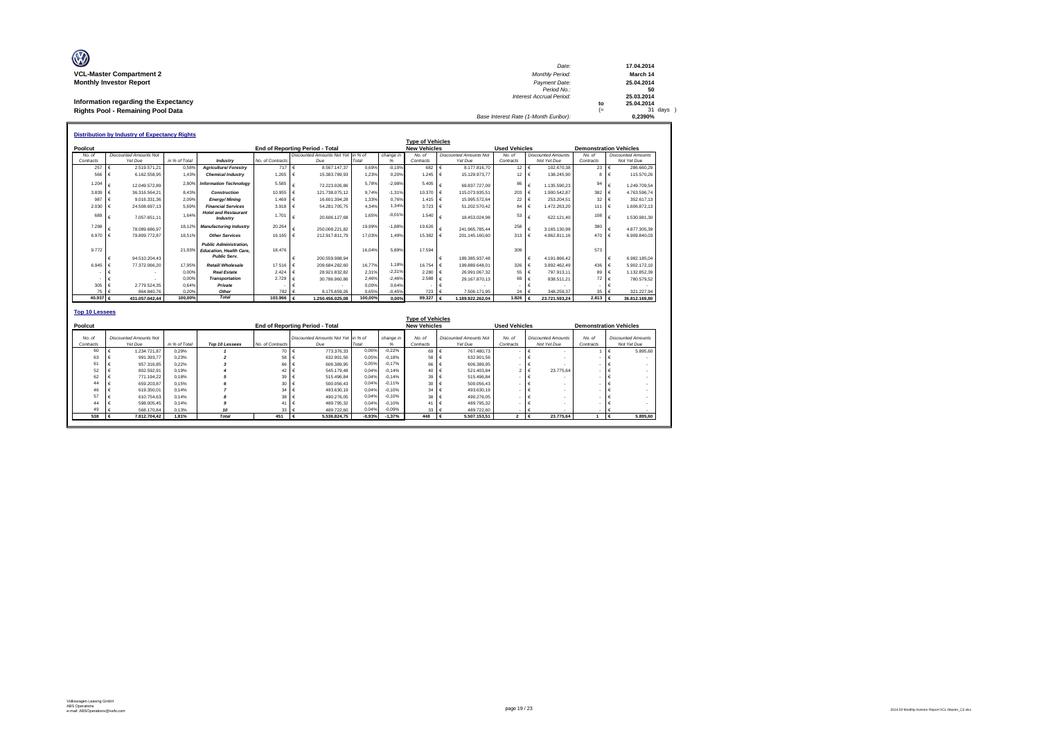**VCL-Master Compartment 2**
**Monthly Investor Report**

**Information regarding the Expectancy**
**Rights Pool - Remaining Pool Data**

| | | |
|---|---|---|
| Date: | | 17.04.2014 |
| Monthly Period: | | March 14 |
| Payment Date: | | 25.04.2014 |
| Period No.: | | 50 |
| Interest Accrual Period: | | 25.03.2014 |
| | to | 25.04.2014 |
| | (= | 31 days ) |
| Base Interest Rate (1-Month Euribor): | | 0,2390% |

## Distribution by Industry of Expectancy Rights

| Poolcut | | | | End of Reporting Period - Total | | | | Type of Vehicles New Vehicles | | Used Vehicles | | Demonstration Vehicles | |
|---|---|---|---|---|---|---|---|---|---|---|---|---|---|
| No. of Contracts | Discounted Amounts Not Yet Due | in % of Total | Industry | No. of Contracts | Discounted Amounts Not Yet Due | in % of Total | change in % | No. of Contracts | Discounted Amounts Not Yet Due | No. of Contracts | Discounted Amounts Not Yet Due | No. of Contracts | Discounted Amounts Not Yet Due |
| 257 | € 2.519.571,21 | 0,58% | Agriculture/ Forestry | 717 | € 8.567.147,37 | 0,69% | -0,10% | 682 | € 8.177.816,70 | 12 | € 102.670,38 | 23 | € 286.660,29 |
| 566 | € 6.162.558,95 | 1,43% | Chemical Industry | 1.265 | € 15.383.789,93 | 1,23% | 0,20% | 1.245 | € 15.129.973,77 | 12 | € 138.245,90 | 8 | € 115.570,26 |
| 1.204 | € 12.049.572,89 | 2,80% | Information Technology | 5.585 | € 72.223.026,86 | 5,78% | -2,98% | 5.405 | € 69.837.727,09 | 86 | € 1.135.590,23 | 94 | € 1.249.709,54 |
| 3.839 | € 36.316.564,21 | 8,43% | Construction | 10.955 | € 121.738.075,12 | 9,74% | -1,31% | 10.370 | € 115.073.935,51 | 203 | € 1.900.542,87 | 382 | € 4.763.596,74 |
| 987 | € 9.016.331,36 | 2,09% | Energy/ Mining | 1.469 | € 16.601.394,28 | 1,33% | 0,76% | 1.415 | € 15.995.572,64 | 22 | € 253.204,51 | 32 | € 352.617,13 |
| 2.030 | € 24.508.697,13 | 5,69% | Financial Services | 3.918 | € 54.281.705,75 | 4,34% | 1,34% | 3.723 | € 51.202.570,42 | 84 | € 1.472.263,20 | 111 | € 1.606.872,13 |
| 689 | € 7.057.651,11 | 1,64% | Hotel and Restaurant Industry | 1.701 | € 20.606.127,68 | 1,65% | -0,01% | 1.540 | € 18.453.024,98 | 53 | € 622.121,40 | 108 | € 1.530.981,30 |
| 7.298 | € 78.089.686,97 | 18,12% | Manufacturing Industry | 20.264 | € 250.008.221,82 | 19,99% | -1,88% | 19.626 | € 241.965.785,44 | 258 | € 3.165.130,99 | 380 | € 4.877.305,39 |
| 6.970 | € 79.809.772,87 | 18,51% | Other Services | 16.165 | € 212.917.811,79 | 17,03% | 1,49% | 15.382 | € 201.145.160,60 | 313 | € 4.862.811,16 | 470 | € 6.909.840,03 |
| 9.772 | € 94.510.204,43 | 21,93% | Public Administration, Education, Health Care, Public Serv. | 18.476 | € 200.559.988,94 | 16,04% | 5,89% | 17.594 | € 189.385.937,48 | 309 | € 4.191.866,42 | 573 | € 6.982.185,04 |
| 6.945 | € 77.372.066,20 | 17,95% | Retail/ Wholesale | 17.516 | € 209.684.282,60 | 16,77% | 1,18% | 16.754 | € 199.889.648,01 | 326 | € 3.892.462,49 | 436 | € 5.902.172,10 |
| - | € - | 0,00% | Real Estate | 2.424 | € 28.921.832,82 | 2,31% | -2,31% | 2.280 | € 26.991.067,32 | 55 | € 797.913,11 | 89 | € 1.132.852,39 |
| - | € - | 0,00% | Transportation | 2.729 | € 30.786.960,86 | 2,46% | -2,46% | 2.588 | € 29.167.870,13 | 69 | € 838.511,21 | 72 | € 780.579,52 |
| 305 | € 2.779.524,35 | 0,64% | Private | - | € - | 0,00% | 0,64% | - | € - | - | € - | - | € - |
| 75 | € 864.840,76 | 0,20% | Other | 782 | € 8.175.659,26 | 0,65% | -0,45% | 723 | € 7.506.171,95 | 24 | € 348.259,37 | 35 | € 321.227,94 |
| **40.937** | **€ 431.057.042,44** | **100,00%** | **Total** | **103.966** | **€ 1.250.456.025,08** | **100,00%** | **0,00%** | **99.327** | **€ 1.189.922.262,04** | **1.826** | **€ 23.721.593,24** | **2.813** | **€ 36.812.169,80** |

## Top 10 Lessees

| Poolcut | | | | End of Reporting Period - Total | | | | Type of Vehicles New Vehicles | | Used Vehicles | | Demonstration Vehicles | |
|---|---|---|---|---|---|---|---|---|---|---|---|---|---|
| No. of Contracts | Discounted Amounts Not Yet Due | in % of Total | Top 10 Lessees | No. of Contracts | Discounted Amounts Not Yet Due | in % of Total | change in % | No. of Contracts | Discounted Amounts Not Yet Due | No. of Contracts | Discounted Amounts Not Yet Due | No. of Contracts | Discounted Amounts Not Yet Due |
| 60 | € 1.234.721,87 | 0,29% | 1 | 70 | € 773.376,33 | 0,06% | -0,22% | 69 | € 767.480,73 | - | € - | 1 | € 5.895,60 |
| 63 | € 991.393,77 | 0,23% | 2 | 58 | € 632.901,56 | 0,05% | -0,18% | 58 | € 632.901,56 | - | € - | - | € - |
| 61 | € 957.316,85 | 0,22% | 3 | 66 | € 606.389,95 | 0,05% | -0,17% | 66 | € 606.389,95 | - | € - | - | € - |
| 52 | € 802.592,91 | 0,19% | 4 | 42 | € 545.179,48 | 0,04% | -0,14% | 40 | € 521.403,84 | 2 | € 23.775,64 | - | € - |
| 62 | € 771.194,22 | 0,18% | 5 | 39 | € 515.496,84 | 0,04% | -0,14% | 39 | € 515.496,84 | - | € - | - | € - |
| 44 | € 659.203,87 | 0,15% | 6 | 30 | € 500.056,43 | 0,04% | -0,11% | 30 | € 500.056,43 | - | € - | - | € - |
| 46 | € 619.350,01 | 0,14% | 7 | 34 | € 493.630,19 | 0,04% | -0,10% | 34 | € 493.630,19 | - | € - | - | € - |
| 57 | € 610.754,63 | 0,14% | 8 | 38 | € 490.276,05 | 0,04% | -0,10% | 38 | € 490.276,05 | - | € - | - | € - |
| 44 | € 598.005,45 | 0,14% | 9 | 41 | € 489.795,32 | 0,04% | -0,10% | 41 | € 489.795,32 | - | € - | - | € - |
| 49 | € 568.170,84 | 0,13% | 10 | 33 | € 489.722,60 | 0,04% | -0,09% | 33 | € 489.722,60 | - | € - | - | € - |
| **538** | **€ 7.812.704,42** | **1,81%** | **Total** | **451** | **€ 5.536.824,75** | **-0,93%** | **-1,37%** | **448** | **€ 5.507.153,51** | **2** | **€ 23.775,64** | **1** | **€ 5.895,60** |

Volkswagen Leasing GmbH
ABS Operations
e-mail: ABSOperations@vwfs.com

2014.03 Monthly Investor Report VCL-Master_C2.xlsx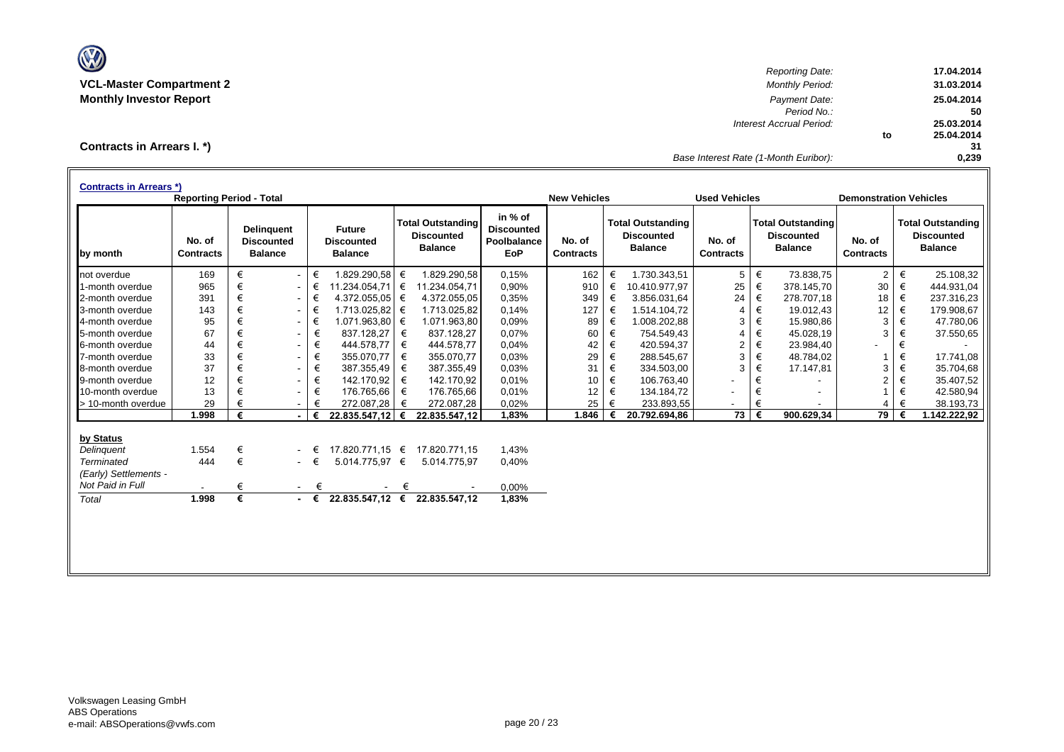**VCL-Master Compartment 2**
**Monthly Investor Report**

| | | |
|---|---|---|
| *Reporting Date:* | | **17.04.2014** |
| *Monthly Period:* | | **31.03.2014** |
| *Payment Date:* | | **25.04.2014** |
| *Period No.:* | | **50** |
| *Interest Accrual Period:* | | **25.03.2014** |
| | **to** | **25.04.2014** |
| | | **31** |
| *Base Interest Rate (1-Month Euribor):* | | **0,239** |

## Contracts in Arrears I. *)

**Contracts in Arrears *)**

| | Reporting Period - Total | | | | | New Vehicles | | Used Vehicles | | Demonstration Vehicles | |
|---|---|---|---|---|---|---|---|---|---|---|---|
| **by month** | **No. of Contracts** | **Delinquent Discounted Balance** | **Future Discounted Balance** | **Total Outstanding Discounted Balance** | **in % of Discounted Poolbalance EoP** | **No. of Contracts** | **Total Outstanding Discounted Balance** | **No. of Contracts** | **Total Outstanding Discounted Balance** | **No. of Contracts** | **Total Outstanding Discounted Balance** |
| not overdue | 169 | € - | € 1.829.290,58 | € 1.829.290,58 | 0,15% | 162 | € 1.730.343,51 | 5 | € 73.838,75 | 2 | € 25.108,32 |
| 1-month overdue | 965 | € - | € 11.234.054,71 | € 11.234.054,71 | 0,90% | 910 | € 10.410.977,97 | 25 | € 378.145,70 | 30 | € 444.931,04 |
| 2-month overdue | 391 | € - | € 4.372.055,05 | € 4.372.055,05 | 0,35% | 349 | € 3.856.031,64 | 24 | € 278.707,18 | 18 | € 237.316,23 |
| 3-month overdue | 143 | € - | € 1.713.025,82 | € 1.713.025,82 | 0,14% | 127 | € 1.514.104,72 | 4 | € 19.012,43 | 12 | € 179.908,67 |
| 4-month overdue | 95 | € - | € 1.071.963,80 | € 1.071.963,80 | 0,09% | 89 | € 1.008.202,88 | 3 | € 15.980,86 | 3 | € 47.780,06 |
| 5-month overdue | 67 | € - | € 837.128,27 | € 837.128,27 | 0,07% | 60 | € 754.549,43 | 4 | € 45.028,19 | 3 | € 37.550,65 |
| 6-month overdue | 44 | € - | € 444.578,77 | € 444.578,77 | 0,04% | 42 | € 420.594,37 | 2 | € 23.984,40 | - | € - |
| 7-month overdue | 33 | € - | € 355.070,77 | € 355.070,77 | 0,03% | 29 | € 288.545,67 | 3 | € 48.784,02 | 1 | € 17.741,08 |
| 8-month overdue | 37 | € - | € 387.355,49 | € 387.355,49 | 0,03% | 31 | € 334.503,00 | 3 | € 17.147,81 | 3 | € 35.704,68 |
| 9-month overdue | 12 | € - | € 142.170,92 | € 142.170,92 | 0,01% | 10 | € 106.763,40 | - | € - | 2 | € 35.407,52 |
| 10-month overdue | 13 | € - | € 176.765,66 | € 176.765,66 | 0,01% | 12 | € 134.184,72 | - | € - | 1 | € 42.580,94 |
| > 10-month overdue | 29 | € - | € 272.087,28 | € 272.087,28 | 0,02% | 25 | € 233.893,55 | - | € - | 4 | € 38.193,73 |
| | **1.998** | **€ -** | **€ 22.835.547,12** | **€ 22.835.547,12** | **1,83%** | **1.846** | **€ 20.792.694,86** | **73** | **€ 900.629,34** | **79** | **€ 1.142.222,92** |

| **by Status** | | | | | |
|---|---|---|---|---|---|
| *Delinquent* | 1.554 | € - | € 17.820.771,15 | € 17.820.771,15 | 1,43% |
| *Terminated* | 444 | € - | € 5.014.775,97 | € 5.014.775,97 | 0,40% |
| *(Early) Settlements - Not Paid in Full* | - | € - | € - | € - | 0,00% |
| *Total* | **1.998** | **€ -** | **€ 22.835.547,12** | **€ 22.835.547,12** | **1,83%** |

Volkswagen Leasing GmbH
ABS Operations
e-mail: ABSOperations@vwfs.com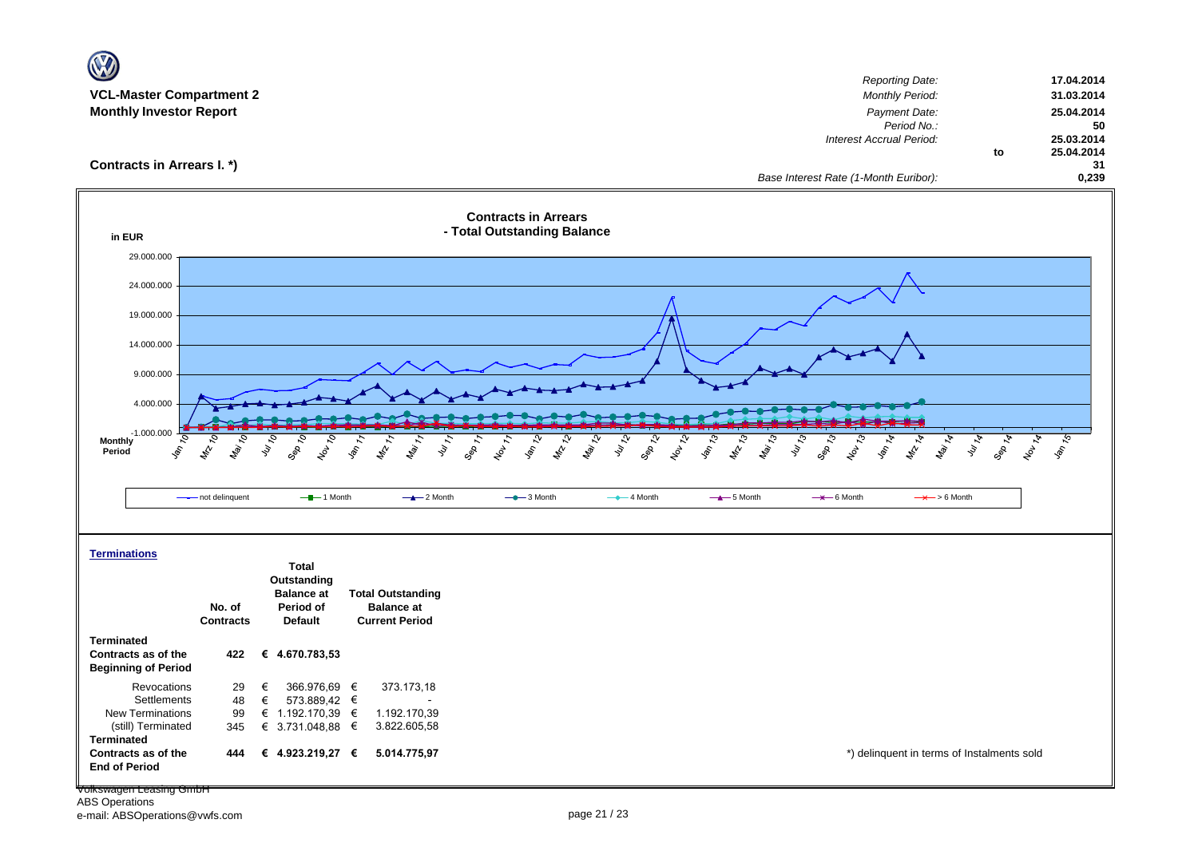**VCL-Master Compartment 2**
**Monthly Investor Report**

| | | |
|---|---|---|
| *Reporting Date:* | | **17.04.2014** |
| *Monthly Period:* | | **31.03.2014** |
| *Payment Date:* | | **25.04.2014** |
| *Period No.:* | | **50** |
| *Interest Accrual Period:* | | **25.03.2014** |
| | **to** | **25.04.2014** |
| | | **31** |
| *Base Interest Rate (1-Month Euribor):* | | **0,239** |

## Contracts in Arrears I. *)

**Contracts in Arrears - Total Outstanding Balance**

in EUR

29.000.000
24.000.000
19.000.000
14.000.000
9.000.000
4.000.000
-1.000.000

Monthly Period: Jan 10, Mrz 10, Mai 10, Jul 10, Sep 10, Nov 10, Jan 11, Mrz 11, Mai 11, Jul 11, Sep 11, Nov 11, Jan 12, Mrz 12, Mai 12, Jul 12, Sep 12, Nov 12, Jan 13, Mrz 13, Mai 13, Jul 13, Sep 13, Nov 13, Jan 14, Mrz 14, Mai 14, Jul 14, Sep 14, Nov 14, Jan 15

not delinquent — 1 Month — 2 Month — 3 Month — 4 Month — 5 Month — 6 Month — > 6 Month

### Terminations

| | No. of Contracts | Total Outstanding Balance at Period of Default | Total Outstanding Balance at Current Period |
|---|---|---|---|
| **Terminated Contracts as of the Beginning of Period** | **422** | **€ 4.670.783,53** | |
| Revocations | 29 | € 366.976,69 | € 373.173,18 |
| Settlements | 48 | € 573.889,42 | € - |
| New Terminations | 99 | € 1.192.170,39 | € 1.192.170,39 |
| (still) Terminated | 345 | € 3.731.048,88 | € 3.822.605,58 |
| **Terminated Contracts as of the End of Period** | **444** | **€ 4.923.219,27** | **€ 5.014.775,97** |

*) delinquent in terms of Instalments sold

Volkswagen Leasing GmbH
ABS Operations
e-mail: ABSOperations@vwfs.com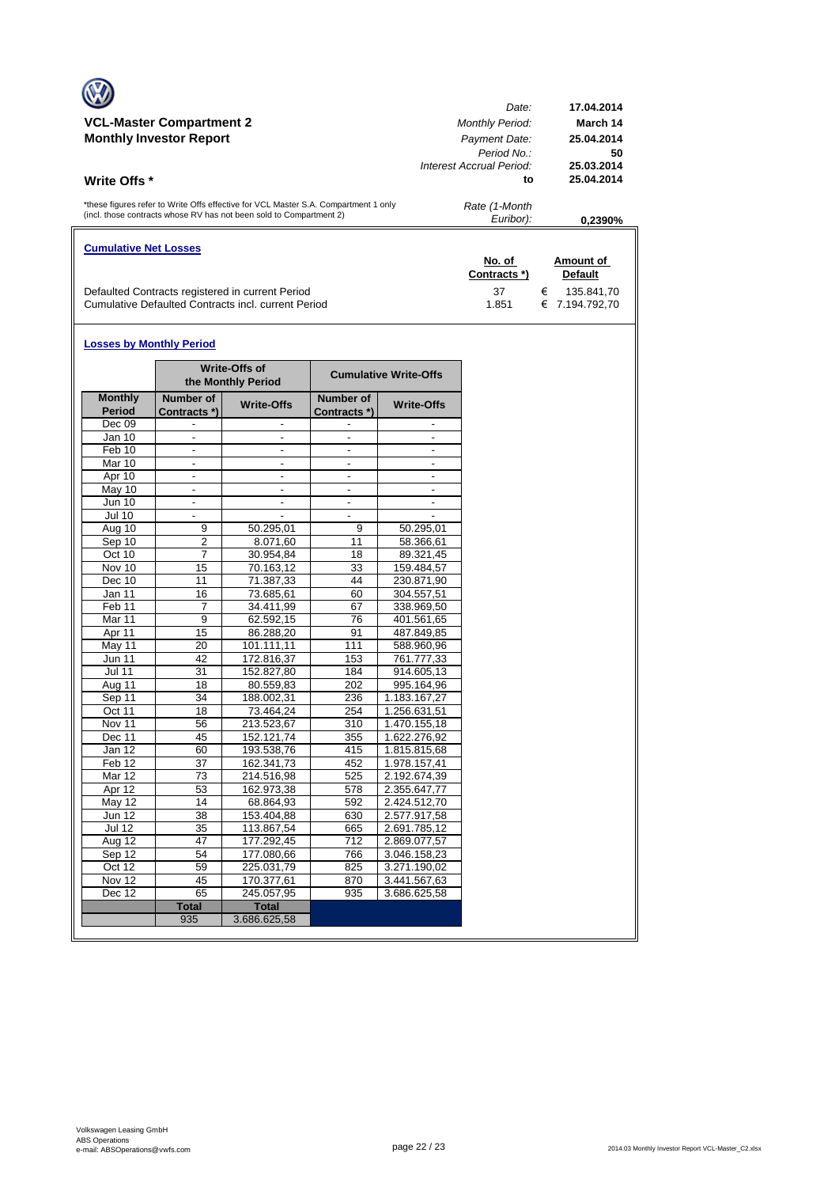**VCL-Master Compartment 2**
**Monthly Investor Report**

| | |
|---|---|
| *Date:* | **17.04.2014** |
| *Monthly Period:* | **March 14** |
| *Payment Date:* | **25.04.2014** |
| *Period No.:* | **50** |
| *Interest Accrual Period:* | **25.03.2014** |
| **to** | **25.04.2014** |
| *Rate (1-Month Euribor):* | **0,2390%** |

## Write Offs *

*these figures refer to Write Offs effective for VCL Master S.A. Compartment 1 only (incl. those contracts whose RV has not been sold to Compartment 2)

### Cumulative Net Losses

| | No. of Contracts *) | Amount of Default |
|---|---|---|
| Defaulted Contracts registered in current Period | 37 | € 135.841,70 |
| Cumulative Defaulted Contracts incl. current Period | 1.851 | € 7.194.792,70 |

### Losses by Monthly Period

| | Write-Offs of the Monthly Period | | Cumulative Write-Offs | |
|---|---|---|---|---|
| **Monthly Period** | **Number of Contracts *)** | **Write-Offs** | **Number of Contracts *)** | **Write-Offs** |
| Dec 09 | - | - | - | - |
| Jan 10 | - | - | - | - |
| Feb 10 | - | - | - | - |
| Mar 10 | - | - | - | - |
| Apr 10 | - | - | - | - |
| May 10 | - | - | - | - |
| Jun 10 | - | - | - | - |
| Jul 10 | - | - | - | - |
| Aug 10 | 9 | 50.295,01 | 9 | 50.295,01 |
| Sep 10 | 2 | 8.071,60 | 11 | 58.366,61 |
| Oct 10 | 7 | 30.954,84 | 18 | 89.321,45 |
| Nov 10 | 15 | 70.163,12 | 33 | 159.484,57 |
| Dec 10 | 11 | 71.387,33 | 44 | 230.871,90 |
| Jan 11 | 16 | 73.685,61 | 60 | 304.557,51 |
| Feb 11 | 7 | 34.411,99 | 67 | 338.969,50 |
| Mar 11 | 9 | 62.592,15 | 76 | 401.561,65 |
| Apr 11 | 15 | 86.288,20 | 91 | 487.849,85 |
| May 11 | 20 | 101.111,11 | 111 | 588.960,96 |
| Jun 11 | 42 | 172.816,37 | 153 | 761.777,33 |
| Jul 11 | 31 | 152.827,80 | 184 | 914.605,13 |
| Aug 11 | 18 | 80.559,83 | 202 | 995.164,96 |
| Sep 11 | 34 | 188.002,31 | 236 | 1.183.167,27 |
| Oct 11 | 18 | 73.464,24 | 254 | 1.256.631,51 |
| Nov 11 | 56 | 213.523,67 | 310 | 1.470.155,18 |
| Dec 11 | 45 | 152.121,74 | 355 | 1.622.276,92 |
| Jan 12 | 60 | 193.538,76 | 415 | 1.815.815,68 |
| Feb 12 | 37 | 162.341,73 | 452 | 1.978.157,41 |
| Mar 12 | 73 | 214.516,98 | 525 | 2.192.674,39 |
| Apr 12 | 53 | 162.973,38 | 578 | 2.355.647,77 |
| May 12 | 14 | 68.864,93 | 592 | 2.424.512,70 |
| Jun 12 | 38 | 153.404,88 | 630 | 2.577.917,58 |
| Jul 12 | 35 | 113.867,54 | 665 | 2.691.785,12 |
| Aug 12 | 47 | 177.292,45 | 712 | 2.869.077,57 |
| Sep 12 | 54 | 177.080,66 | 766 | 3.046.158,23 |
| Oct 12 | 59 | 225.031,79 | 825 | 3.271.190,02 |
| Nov 12 | 45 | 170.377,61 | 870 | 3.441.567,63 |
| Dec 12 | 65 | 245.057,95 | 935 | 3.686.625,58 |
| | **Total** | **Total** | | |
| | 935 | 3.686.625,58 | | |

Volkswagen Leasing GmbH
ABS Operations
e-mail: ABSOperations@vwfs.com

2014.03 Monthly Investor Report VCL-Master_C2.xlsx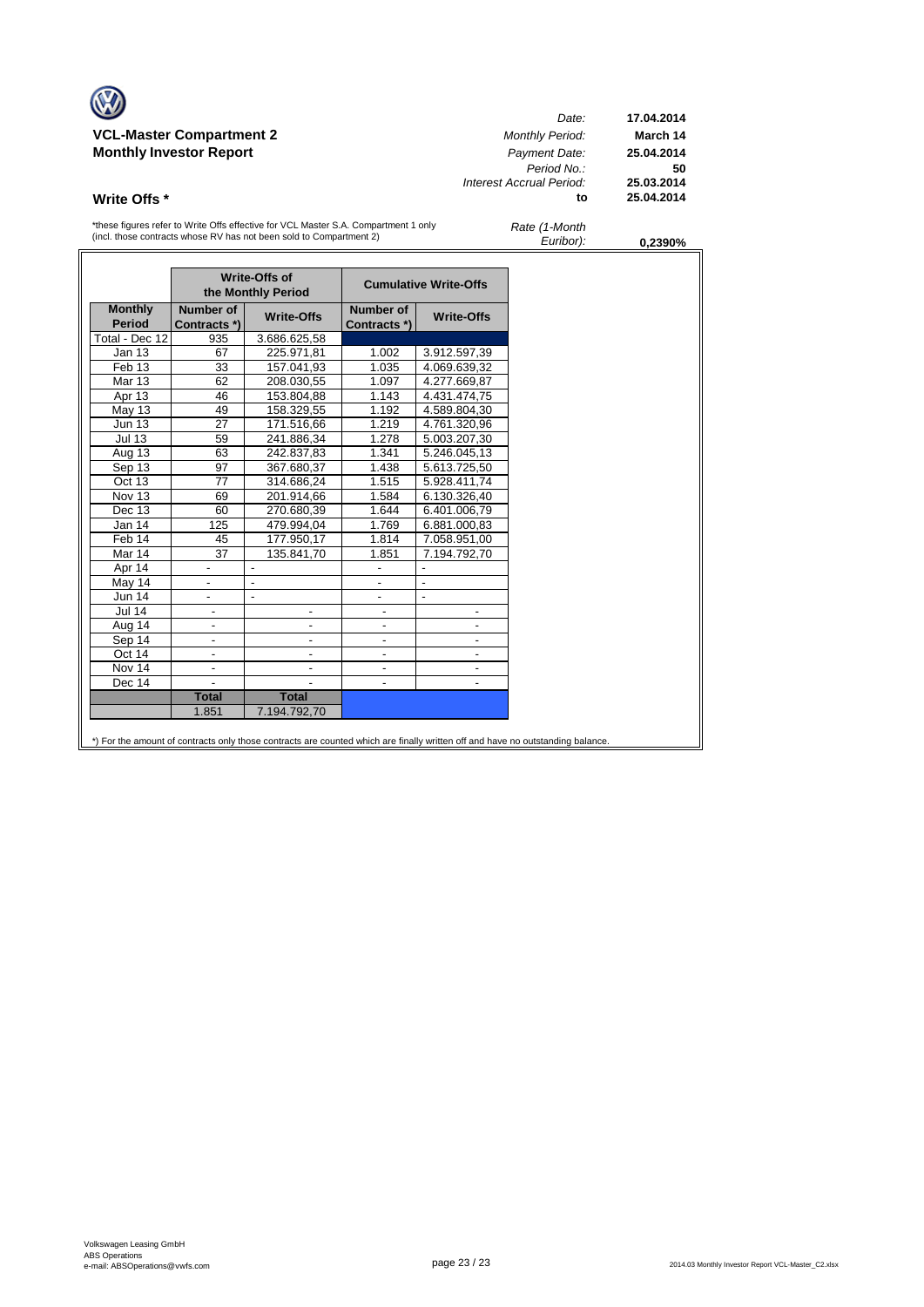**VCL-Master Compartment 2**
**Monthly Investor Report**

| | |
|---|---|
| *Date:* | **17.04.2014** |
| *Monthly Period:* | **March 14** |
| *Payment Date:* | **25.04.2014** |
| *Period No.:* | **50** |
| *Interest Accrual Period:* | **25.03.2014** |
| **to** | **25.04.2014** |

## Write Offs *

*these figures refer to Write Offs effective for VCL Master S.A. Compartment 1 only
(incl. those contracts whose RV has not been sold to Compartment 2)

*Rate (1-Month Euribor):* **0,2390%**

| | Write-Offs of the Monthly Period | | Cumulative Write-Offs | |
|---|---|---|---|---|
| **Monthly Period** | **Number of Contracts \*)** | **Write-Offs** | **Number of Contracts \*)** | **Write-Offs** |
| Total - Dec 12 | 935 | 3.686.625,58 | | |
| Jan 13 | 67 | 225.971,81 | 1.002 | 3.912.597,39 |
| Feb 13 | 33 | 157.041,93 | 1.035 | 4.069.639,32 |
| Mar 13 | 62 | 208.030,55 | 1.097 | 4.277.669,87 |
| Apr 13 | 46 | 153.804,88 | 1.143 | 4.431.474,75 |
| May 13 | 49 | 158.329,55 | 1.192 | 4.589.804,30 |
| Jun 13 | 27 | 171.516,66 | 1.219 | 4.761.320,96 |
| Jul 13 | 59 | 241.886,34 | 1.278 | 5.003.207,30 |
| Aug 13 | 63 | 242.837,83 | 1.341 | 5.246.045,13 |
| Sep 13 | 97 | 367.680,37 | 1.438 | 5.613.725,50 |
| Oct 13 | 77 | 314.686,24 | 1.515 | 5.928.411,74 |
| Nov 13 | 69 | 201.914,66 | 1.584 | 6.130.326,40 |
| Dec 13 | 60 | 270.680,39 | 1.644 | 6.401.006,79 |
| Jan 14 | 125 | 479.994,04 | 1.769 | 6.881.000,83 |
| Feb 14 | 45 | 177.950,17 | 1.814 | 7.058.951,00 |
| Mar 14 | 37 | 135.841,70 | 1.851 | 7.194.792,70 |
| Apr 14 | - | - | - | - |
| May 14 | - | - | - | - |
| Jun 14 | - | - | - | - |
| Jul 14 | - | - | - | - |
| Aug 14 | - | - | - | - |
| Sep 14 | - | - | - | - |
| Oct 14 | - | - | - | - |
| Nov 14 | - | - | - | - |
| Dec 14 | - | - | - | - |
| | **Total** | **Total** | | |
| | 1.851 | 7.194.792,70 | | |

*) For the amount of contracts only those contracts are counted which are finally written off and have no outstanding balance.

Volkswagen Leasing GmbH
ABS Operations
e-mail: ABSOperations@vwfs.com

2014.03 Monthly Investor Report VCL-Master_C2.xlsx